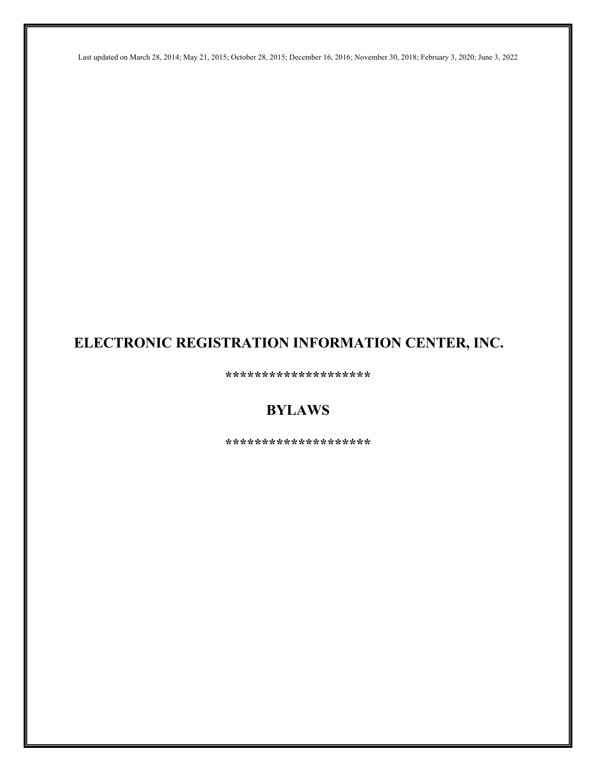Last updated on March 28, 2014; May 21, 2015; October 28, 2015; December 16, 2016; November 30, 2018; February 3, 2020; June 3, 2022

# ELECTRONIC REGISTRATION INFORMATION CENTER, INC.

**********************

# BYLAWS

**********************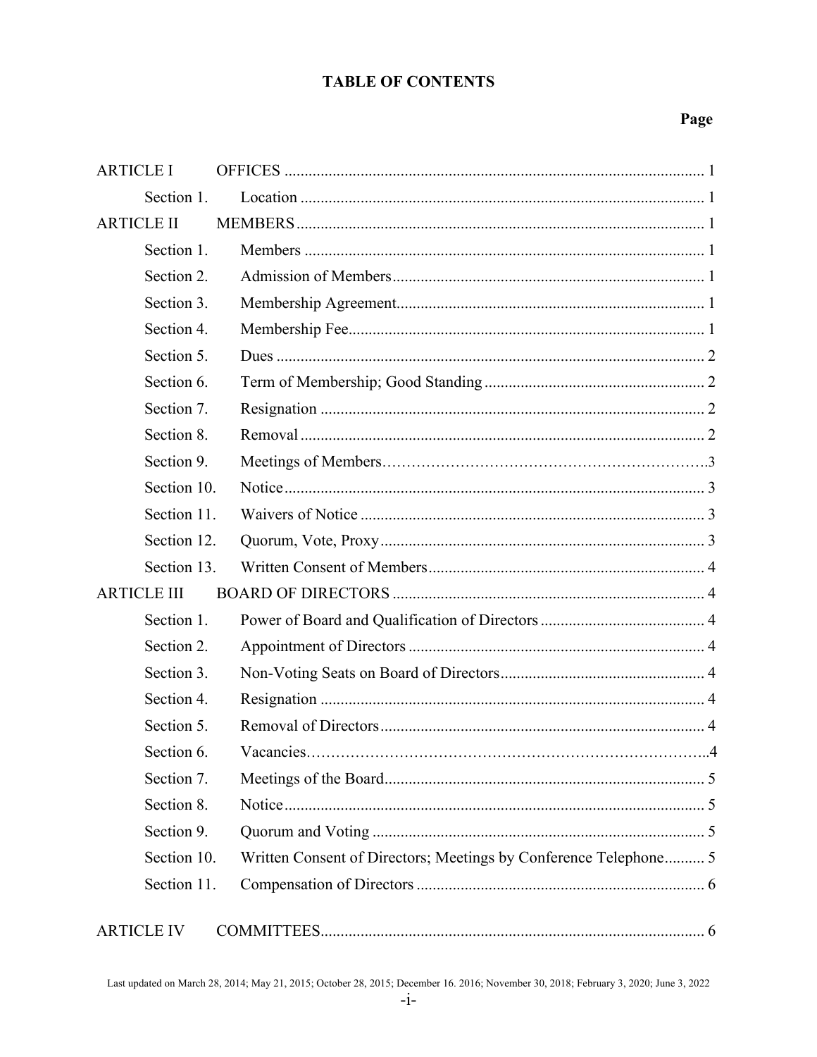# TABLE OF CONTENTS

| | | Page |
|---|---|---|
| ARTICLE I | OFFICES | 1 |
| Section 1. | Location | 1 |
| ARTICLE II | MEMBERS | 1 |
| Section 1. | Members | 1 |
| Section 2. | Admission of Members | 1 |
| Section 3. | Membership Agreement | 1 |
| Section 4. | Membership Fee | 1 |
| Section 5. | Dues | 2 |
| Section 6. | Term of Membership; Good Standing | 2 |
| Section 7. | Resignation | 2 |
| Section 8. | Removal | 2 |
| Section 9. | Meetings of Members | 3 |
| Section 10. | Notice | 3 |
| Section 11. | Waivers of Notice | 3 |
| Section 12. | Quorum, Vote, Proxy | 3 |
| Section 13. | Written Consent of Members | 4 |
| ARTICLE III | BOARD OF DIRECTORS | 4 |
| Section 1. | Power of Board and Qualification of Directors | 4 |
| Section 2. | Appointment of Directors | 4 |
| Section 3. | Non-Voting Seats on Board of Directors | 4 |
| Section 4. | Resignation | 4 |
| Section 5. | Removal of Directors | 4 |
| Section 6. | Vacancies | 4 |
| Section 7. | Meetings of the Board | 5 |
| Section 8. | Notice | 5 |
| Section 9. | Quorum and Voting | 5 |
| Section 10. | Written Consent of Directors; Meetings by Conference Telephone | 5 |
| Section 11. | Compensation of Directors | 6 |
| ARTICLE IV | COMMITTEES | 6 |

Last updated on March 28, 2014; May 21, 2015; October 28, 2015; December 16. 2016; November 30, 2018; February 3, 2020; June 3, 2022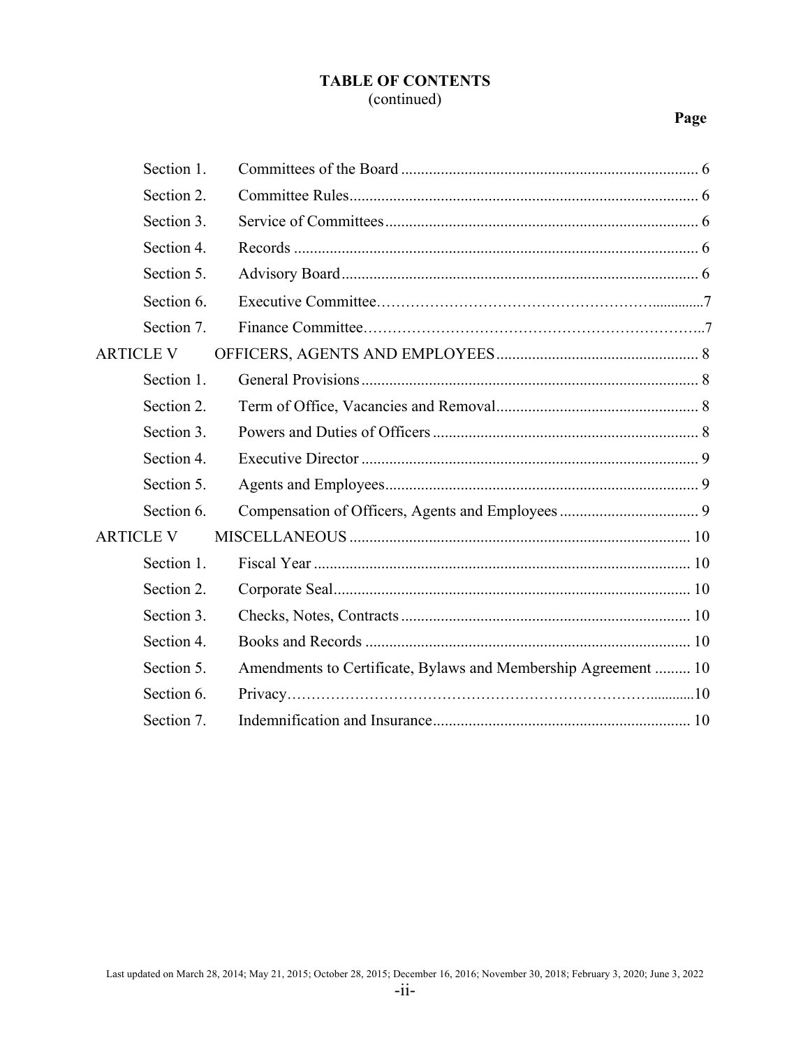## TABLE OF CONTENTS
(continued)

| | | Page |
|---|---|---|
| Section 1. | Committees of the Board | 6 |
| Section 2. | Committee Rules | 6 |
| Section 3. | Service of Committees | 6 |
| Section 4. | Records | 6 |
| Section 5. | Advisory Board | 6 |
| Section 6. | Executive Committee | 7 |
| Section 7. | Finance Committee | 7 |
| ARTICLE V | OFFICERS, AGENTS AND EMPLOYEES | 8 |
| Section 1. | General Provisions | 8 |
| Section 2. | Term of Office, Vacancies and Removal | 8 |
| Section 3. | Powers and Duties of Officers | 8 |
| Section 4. | Executive Director | 9 |
| Section 5. | Agents and Employees | 9 |
| Section 6. | Compensation of Officers, Agents and Employees | 9 |
| ARTICLE V | MISCELLANEOUS | 10 |
| Section 1. | Fiscal Year | 10 |
| Section 2. | Corporate Seal | 10 |
| Section 3. | Checks, Notes, Contracts | 10 |
| Section 4. | Books and Records | 10 |
| Section 5. | Amendments to Certificate, Bylaws and Membership Agreement | 10 |
| Section 6. | Privacy | 10 |
| Section 7. | Indemnification and Insurance | 10 |

Last updated on March 28, 2014; May 21, 2015; October 28, 2015; December 16, 2016; November 30, 2018; February 3, 2020; June 3, 2022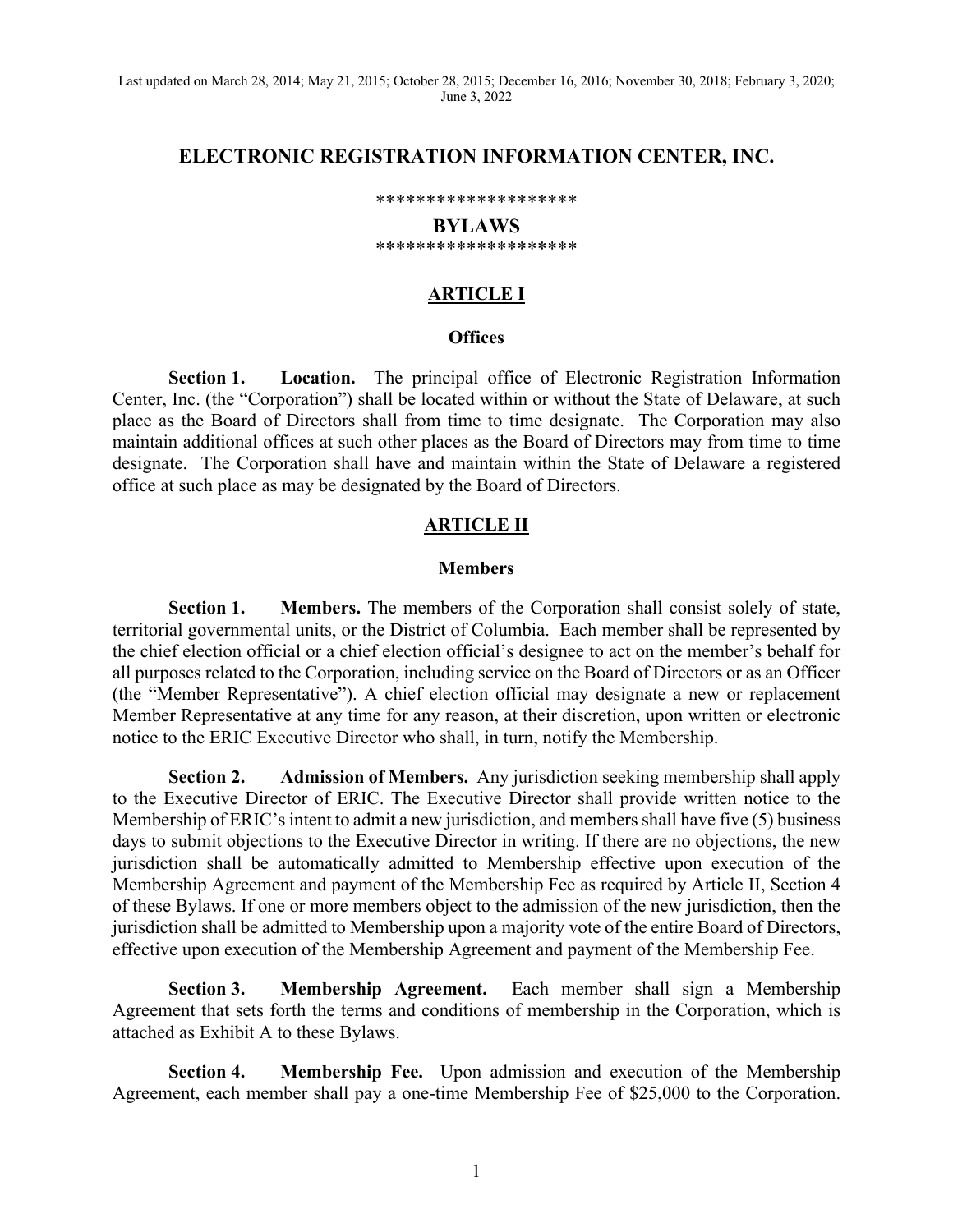Last updated on March 28, 2014; May 21, 2015; October 28, 2015; December 16, 2016; November 30, 2018; February 3, 2020; June 3, 2022

# ELECTRONIC REGISTRATION INFORMATION CENTER, INC.

********************

## BYLAWS

********************

## ARTICLE I

### Offices

**Section 1. Location.** The principal office of Electronic Registration Information Center, Inc. (the "Corporation") shall be located within or without the State of Delaware, at such place as the Board of Directors shall from time to time designate. The Corporation may also maintain additional offices at such other places as the Board of Directors may from time to time designate. The Corporation shall have and maintain within the State of Delaware a registered office at such place as may be designated by the Board of Directors.

## ARTICLE II

### Members

**Section 1. Members.** The members of the Corporation shall consist solely of state, territorial governmental units, or the District of Columbia. Each member shall be represented by the chief election official or a chief election official's designee to act on the member's behalf for all purposes related to the Corporation, including service on the Board of Directors or as an Officer (the "Member Representative"). A chief election official may designate a new or replacement Member Representative at any time for any reason, at their discretion, upon written or electronic notice to the ERIC Executive Director who shall, in turn, notify the Membership.

**Section 2. Admission of Members.** Any jurisdiction seeking membership shall apply to the Executive Director of ERIC. The Executive Director shall provide written notice to the Membership of ERIC's intent to admit a new jurisdiction, and members shall have five (5) business days to submit objections to the Executive Director in writing. If there are no objections, the new jurisdiction shall be automatically admitted to Membership effective upon execution of the Membership Agreement and payment of the Membership Fee as required by Article II, Section 4 of these Bylaws. If one or more members object to the admission of the new jurisdiction, then the jurisdiction shall be admitted to Membership upon a majority vote of the entire Board of Directors, effective upon execution of the Membership Agreement and payment of the Membership Fee.

**Section 3. Membership Agreement.** Each member shall sign a Membership Agreement that sets forth the terms and conditions of membership in the Corporation, which is attached as Exhibit A to these Bylaws.

**Section 4. Membership Fee.** Upon admission and execution of the Membership Agreement, each member shall pay a one-time Membership Fee of $25,000 to the Corporation.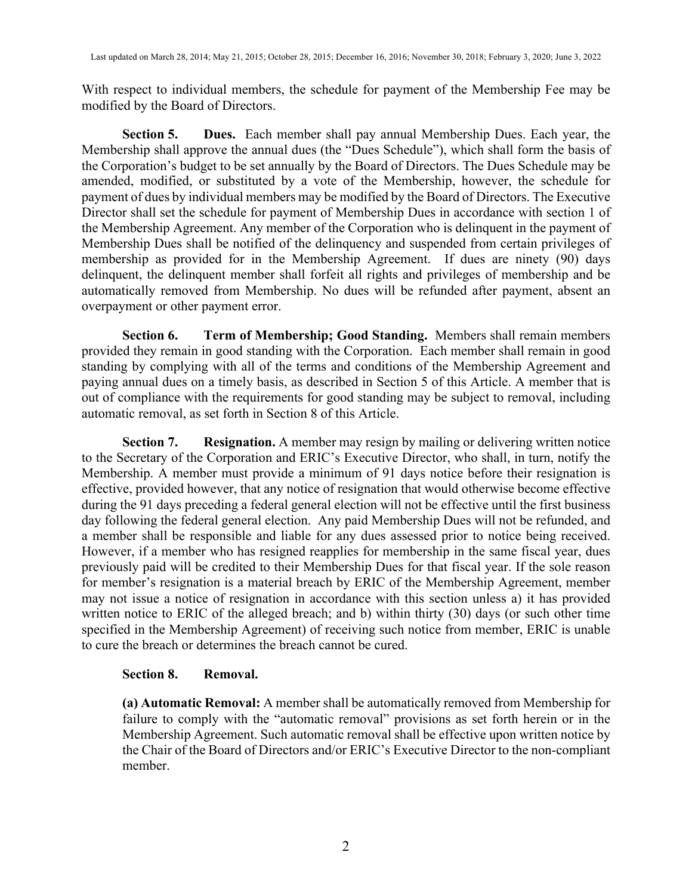With respect to individual members, the schedule for payment of the Membership Fee may be modified by the Board of Directors.

**Section 5. Dues.** Each member shall pay annual Membership Dues. Each year, the Membership shall approve the annual dues (the "Dues Schedule"), which shall form the basis of the Corporation's budget to be set annually by the Board of Directors. The Dues Schedule may be amended, modified, or substituted by a vote of the Membership, however, the schedule for payment of dues by individual members may be modified by the Board of Directors. The Executive Director shall set the schedule for payment of Membership Dues in accordance with section 1 of the Membership Agreement. Any member of the Corporation who is delinquent in the payment of Membership Dues shall be notified of the delinquency and suspended from certain privileges of membership as provided for in the Membership Agreement. If dues are ninety (90) days delinquent, the delinquent member shall forfeit all rights and privileges of membership and be automatically removed from Membership. No dues will be refunded after payment, absent an overpayment or other payment error.

**Section 6. Term of Membership; Good Standing.** Members shall remain members provided they remain in good standing with the Corporation. Each member shall remain in good standing by complying with all of the terms and conditions of the Membership Agreement and paying annual dues on a timely basis, as described in Section 5 of this Article. A member that is out of compliance with the requirements for good standing may be subject to removal, including automatic removal, as set forth in Section 8 of this Article.

**Section 7. Resignation.** A member may resign by mailing or delivering written notice to the Secretary of the Corporation and ERIC's Executive Director, who shall, in turn, notify the Membership. A member must provide a minimum of 91 days notice before their resignation is effective, provided however, that any notice of resignation that would otherwise become effective during the 91 days preceding a federal general election will not be effective until the first business day following the federal general election. Any paid Membership Dues will not be refunded, and a member shall be responsible and liable for any dues assessed prior to notice being received. However, if a member who has resigned reapplies for membership in the same fiscal year, dues previously paid will be credited to their Membership Dues for that fiscal year. If the sole reason for member's resignation is a material breach by ERIC of the Membership Agreement, member may not issue a notice of resignation in accordance with this section unless a) it has provided written notice to ERIC of the alleged breach; and b) within thirty (30) days (or such other time specified in the Membership Agreement) of receiving such notice from member, ERIC is unable to cure the breach or determines the breach cannot be cured.

**Section 8. Removal.**

**(a) Automatic Removal:** A member shall be automatically removed from Membership for failure to comply with the "automatic removal" provisions as set forth herein or in the Membership Agreement. Such automatic removal shall be effective upon written notice by the Chair of the Board of Directors and/or ERIC's Executive Director to the non-compliant member.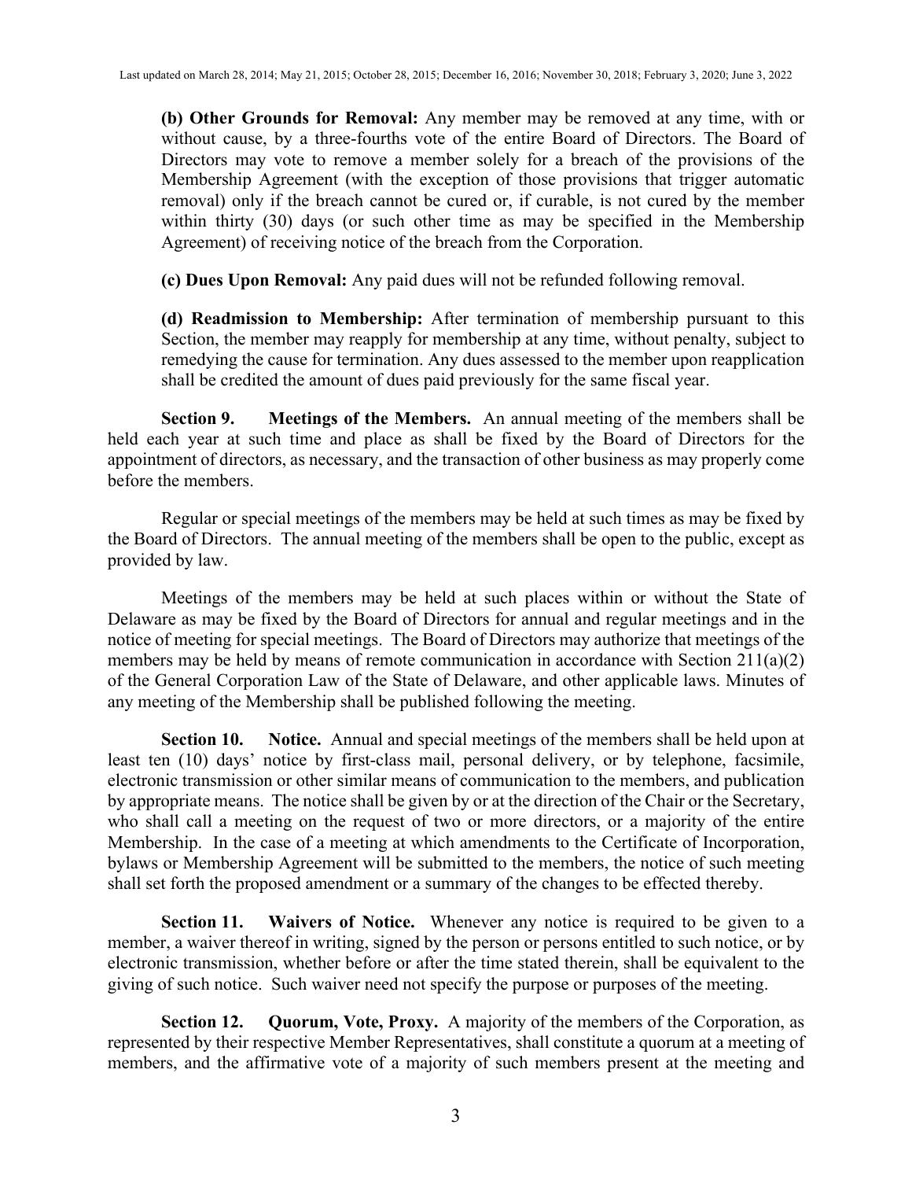**(b) Other Grounds for Removal:** Any member may be removed at any time, with or without cause, by a three-fourths vote of the entire Board of Directors. The Board of Directors may vote to remove a member solely for a breach of the provisions of the Membership Agreement (with the exception of those provisions that trigger automatic removal) only if the breach cannot be cured or, if curable, is not cured by the member within thirty (30) days (or such other time as may be specified in the Membership Agreement) of receiving notice of the breach from the Corporation.

**(c) Dues Upon Removal:** Any paid dues will not be refunded following removal.

**(d) Readmission to Membership:** After termination of membership pursuant to this Section, the member may reapply for membership at any time, without penalty, subject to remedying the cause for termination. Any dues assessed to the member upon reapplication shall be credited the amount of dues paid previously for the same fiscal year.

**Section 9. Meetings of the Members.** An annual meeting of the members shall be held each year at such time and place as shall be fixed by the Board of Directors for the appointment of directors, as necessary, and the transaction of other business as may properly come before the members.

Regular or special meetings of the members may be held at such times as may be fixed by the Board of Directors. The annual meeting of the members shall be open to the public, except as provided by law.

Meetings of the members may be held at such places within or without the State of Delaware as may be fixed by the Board of Directors for annual and regular meetings and in the notice of meeting for special meetings. The Board of Directors may authorize that meetings of the members may be held by means of remote communication in accordance with Section 211(a)(2) of the General Corporation Law of the State of Delaware, and other applicable laws. Minutes of any meeting of the Membership shall be published following the meeting.

**Section 10. Notice.** Annual and special meetings of the members shall be held upon at least ten (10) days' notice by first-class mail, personal delivery, or by telephone, facsimile, electronic transmission or other similar means of communication to the members, and publication by appropriate means. The notice shall be given by or at the direction of the Chair or the Secretary, who shall call a meeting on the request of two or more directors, or a majority of the entire Membership. In the case of a meeting at which amendments to the Certificate of Incorporation, bylaws or Membership Agreement will be submitted to the members, the notice of such meeting shall set forth the proposed amendment or a summary of the changes to be effected thereby.

**Section 11. Waivers of Notice.** Whenever any notice is required to be given to a member, a waiver thereof in writing, signed by the person or persons entitled to such notice, or by electronic transmission, whether before or after the time stated therein, shall be equivalent to the giving of such notice. Such waiver need not specify the purpose or purposes of the meeting.

**Section 12. Quorum, Vote, Proxy.** A majority of the members of the Corporation, as represented by their respective Member Representatives, shall constitute a quorum at a meeting of members, and the affirmative vote of a majority of such members present at the meeting and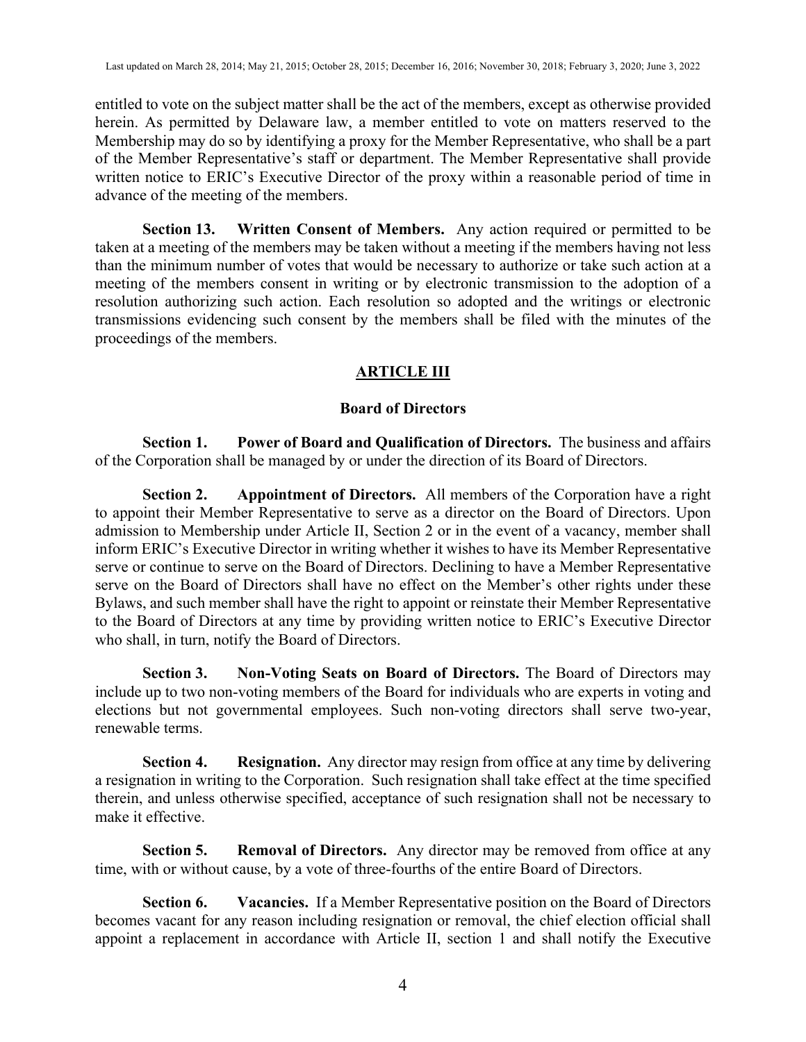entitled to vote on the subject matter shall be the act of the members, except as otherwise provided herein. As permitted by Delaware law, a member entitled to vote on matters reserved to the Membership may do so by identifying a proxy for the Member Representative, who shall be a part of the Member Representative's staff or department. The Member Representative shall provide written notice to ERIC's Executive Director of the proxy within a reasonable period of time in advance of the meeting of the members.

**Section 13. Written Consent of Members.** Any action required or permitted to be taken at a meeting of the members may be taken without a meeting if the members having not less than the minimum number of votes that would be necessary to authorize or take such action at a meeting of the members consent in writing or by electronic transmission to the adoption of a resolution authorizing such action. Each resolution so adopted and the writings or electronic transmissions evidencing such consent by the members shall be filed with the minutes of the proceedings of the members.

## ARTICLE III

### Board of Directors

**Section 1. Power of Board and Qualification of Directors.** The business and affairs of the Corporation shall be managed by or under the direction of its Board of Directors.

**Section 2. Appointment of Directors.** All members of the Corporation have a right to appoint their Member Representative to serve as a director on the Board of Directors. Upon admission to Membership under Article II, Section 2 or in the event of a vacancy, member shall inform ERIC's Executive Director in writing whether it wishes to have its Member Representative serve or continue to serve on the Board of Directors. Declining to have a Member Representative serve on the Board of Directors shall have no effect on the Member's other rights under these Bylaws, and such member shall have the right to appoint or reinstate their Member Representative to the Board of Directors at any time by providing written notice to ERIC's Executive Director who shall, in turn, notify the Board of Directors.

**Section 3. Non-Voting Seats on Board of Directors.** The Board of Directors may include up to two non-voting members of the Board for individuals who are experts in voting and elections but not governmental employees. Such non-voting directors shall serve two-year, renewable terms.

**Section 4. Resignation.** Any director may resign from office at any time by delivering a resignation in writing to the Corporation. Such resignation shall take effect at the time specified therein, and unless otherwise specified, acceptance of such resignation shall not be necessary to make it effective.

**Section 5. Removal of Directors.** Any director may be removed from office at any time, with or without cause, by a vote of three-fourths of the entire Board of Directors.

**Section 6. Vacancies.** If a Member Representative position on the Board of Directors becomes vacant for any reason including resignation or removal, the chief election official shall appoint a replacement in accordance with Article II, section 1 and shall notify the Executive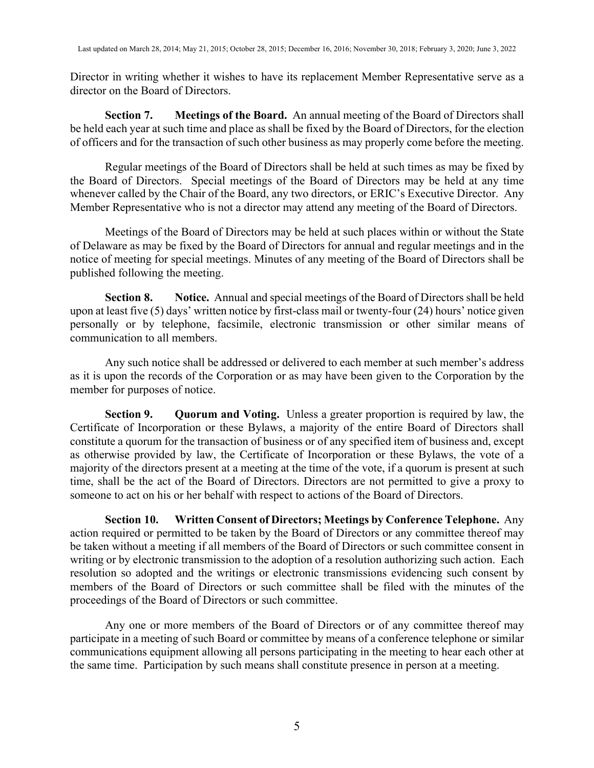Director in writing whether it wishes to have its replacement Member Representative serve as a director on the Board of Directors.

**Section 7. Meetings of the Board.** An annual meeting of the Board of Directors shall be held each year at such time and place as shall be fixed by the Board of Directors, for the election of officers and for the transaction of such other business as may properly come before the meeting.

Regular meetings of the Board of Directors shall be held at such times as may be fixed by the Board of Directors. Special meetings of the Board of Directors may be held at any time whenever called by the Chair of the Board, any two directors, or ERIC's Executive Director. Any Member Representative who is not a director may attend any meeting of the Board of Directors.

Meetings of the Board of Directors may be held at such places within or without the State of Delaware as may be fixed by the Board of Directors for annual and regular meetings and in the notice of meeting for special meetings. Minutes of any meeting of the Board of Directors shall be published following the meeting.

**Section 8. Notice.** Annual and special meetings of the Board of Directors shall be held upon at least five (5) days' written notice by first-class mail or twenty-four (24) hours' notice given personally or by telephone, facsimile, electronic transmission or other similar means of communication to all members.

Any such notice shall be addressed or delivered to each member at such member's address as it is upon the records of the Corporation or as may have been given to the Corporation by the member for purposes of notice.

**Section 9. Quorum and Voting.** Unless a greater proportion is required by law, the Certificate of Incorporation or these Bylaws, a majority of the entire Board of Directors shall constitute a quorum for the transaction of business or of any specified item of business and, except as otherwise provided by law, the Certificate of Incorporation or these Bylaws, the vote of a majority of the directors present at a meeting at the time of the vote, if a quorum is present at such time, shall be the act of the Board of Directors. Directors are not permitted to give a proxy to someone to act on his or her behalf with respect to actions of the Board of Directors.

**Section 10. Written Consent of Directors; Meetings by Conference Telephone.** Any action required or permitted to be taken by the Board of Directors or any committee thereof may be taken without a meeting if all members of the Board of Directors or such committee consent in writing or by electronic transmission to the adoption of a resolution authorizing such action. Each resolution so adopted and the writings or electronic transmissions evidencing such consent by members of the Board of Directors or such committee shall be filed with the minutes of the proceedings of the Board of Directors or such committee.

Any one or more members of the Board of Directors or of any committee thereof may participate in a meeting of such Board or committee by means of a conference telephone or similar communications equipment allowing all persons participating in the meeting to hear each other at the same time. Participation by such means shall constitute presence in person at a meeting.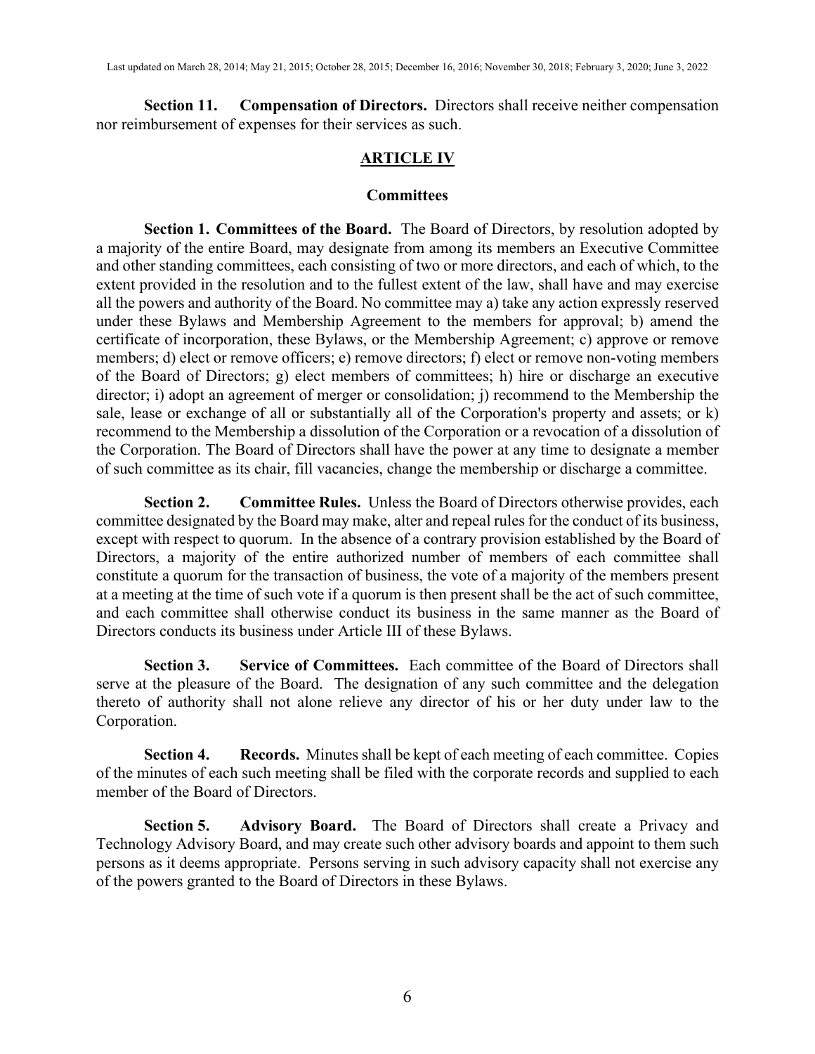**Section 11. Compensation of Directors.** Directors shall receive neither compensation nor reimbursement of expenses for their services as such.

## ARTICLE IV

### Committees

**Section 1. Committees of the Board.** The Board of Directors, by resolution adopted by a majority of the entire Board, may designate from among its members an Executive Committee and other standing committees, each consisting of two or more directors, and each of which, to the extent provided in the resolution and to the fullest extent of the law, shall have and may exercise all the powers and authority of the Board. No committee may a) take any action expressly reserved under these Bylaws and Membership Agreement to the members for approval; b) amend the certificate of incorporation, these Bylaws, or the Membership Agreement; c) approve or remove members; d) elect or remove officers; e) remove directors; f) elect or remove non-voting members of the Board of Directors; g) elect members of committees; h) hire or discharge an executive director; i) adopt an agreement of merger or consolidation; j) recommend to the Membership the sale, lease or exchange of all or substantially all of the Corporation's property and assets; or k) recommend to the Membership a dissolution of the Corporation or a revocation of a dissolution of the Corporation. The Board of Directors shall have the power at any time to designate a member of such committee as its chair, fill vacancies, change the membership or discharge a committee.

**Section 2. Committee Rules.** Unless the Board of Directors otherwise provides, each committee designated by the Board may make, alter and repeal rules for the conduct of its business, except with respect to quorum. In the absence of a contrary provision established by the Board of Directors, a majority of the entire authorized number of members of each committee shall constitute a quorum for the transaction of business, the vote of a majority of the members present at a meeting at the time of such vote if a quorum is then present shall be the act of such committee, and each committee shall otherwise conduct its business in the same manner as the Board of Directors conducts its business under Article III of these Bylaws.

**Section 3. Service of Committees.** Each committee of the Board of Directors shall serve at the pleasure of the Board. The designation of any such committee and the delegation thereto of authority shall not alone relieve any director of his or her duty under law to the Corporation.

**Section 4. Records.** Minutes shall be kept of each meeting of each committee. Copies of the minutes of each such meeting shall be filed with the corporate records and supplied to each member of the Board of Directors.

**Section 5. Advisory Board.** The Board of Directors shall create a Privacy and Technology Advisory Board, and may create such other advisory boards and appoint to them such persons as it deems appropriate. Persons serving in such advisory capacity shall not exercise any of the powers granted to the Board of Directors in these Bylaws.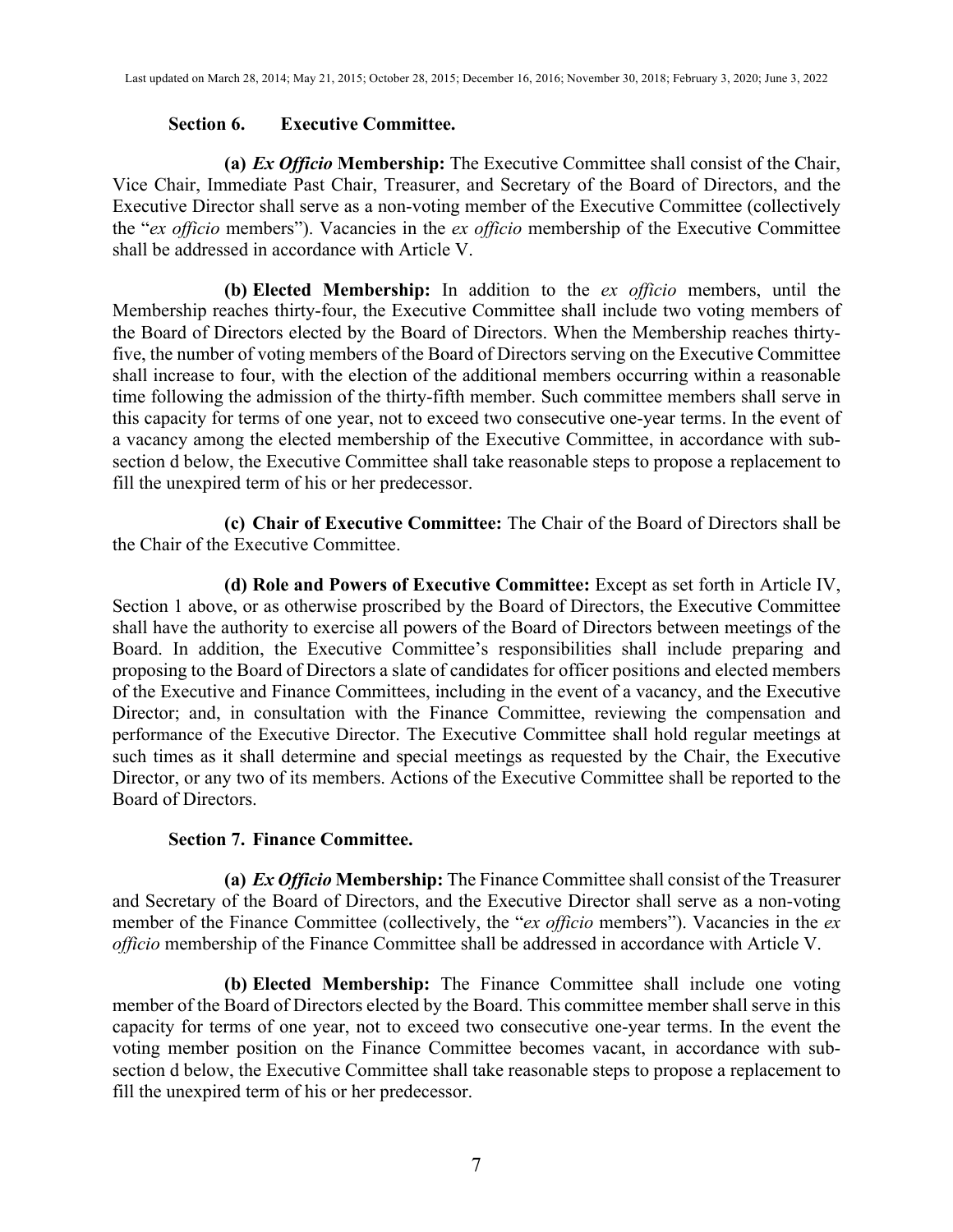### Section 6. Executive Committee.

**(a) *Ex Officio* Membership:** The Executive Committee shall consist of the Chair, Vice Chair, Immediate Past Chair, Treasurer, and Secretary of the Board of Directors, and the Executive Director shall serve as a non-voting member of the Executive Committee (collectively the "*ex officio* members"). Vacancies in the *ex officio* membership of the Executive Committee shall be addressed in accordance with Article V.

**(b) Elected Membership:** In addition to the *ex officio* members, until the Membership reaches thirty-four, the Executive Committee shall include two voting members of the Board of Directors elected by the Board of Directors. When the Membership reaches thirty-five, the number of voting members of the Board of Directors serving on the Executive Committee shall increase to four, with the election of the additional members occurring within a reasonable time following the admission of the thirty-fifth member. Such committee members shall serve in this capacity for terms of one year, not to exceed two consecutive one-year terms. In the event of a vacancy among the elected membership of the Executive Committee, in accordance with sub-section d below, the Executive Committee shall take reasonable steps to propose a replacement to fill the unexpired term of his or her predecessor.

**(c) Chair of Executive Committee:** The Chair of the Board of Directors shall be the Chair of the Executive Committee.

**(d) Role and Powers of Executive Committee:** Except as set forth in Article IV, Section 1 above, or as otherwise proscribed by the Board of Directors, the Executive Committee shall have the authority to exercise all powers of the Board of Directors between meetings of the Board. In addition, the Executive Committee's responsibilities shall include preparing and proposing to the Board of Directors a slate of candidates for officer positions and elected members of the Executive and Finance Committees, including in the event of a vacancy, and the Executive Director; and, in consultation with the Finance Committee, reviewing the compensation and performance of the Executive Director. The Executive Committee shall hold regular meetings at such times as it shall determine and special meetings as requested by the Chair, the Executive Director, or any two of its members. Actions of the Executive Committee shall be reported to the Board of Directors.

### Section 7. Finance Committee.

**(a) *Ex Officio* Membership:** The Finance Committee shall consist of the Treasurer and Secretary of the Board of Directors, and the Executive Director shall serve as a non-voting member of the Finance Committee (collectively, the "*ex officio* members"). Vacancies in the *ex officio* membership of the Finance Committee shall be addressed in accordance with Article V.

**(b) Elected Membership:** The Finance Committee shall include one voting member of the Board of Directors elected by the Board. This committee member shall serve in this capacity for terms of one year, not to exceed two consecutive one-year terms. In the event the voting member position on the Finance Committee becomes vacant, in accordance with sub-section d below, the Executive Committee shall take reasonable steps to propose a replacement to fill the unexpired term of his or her predecessor.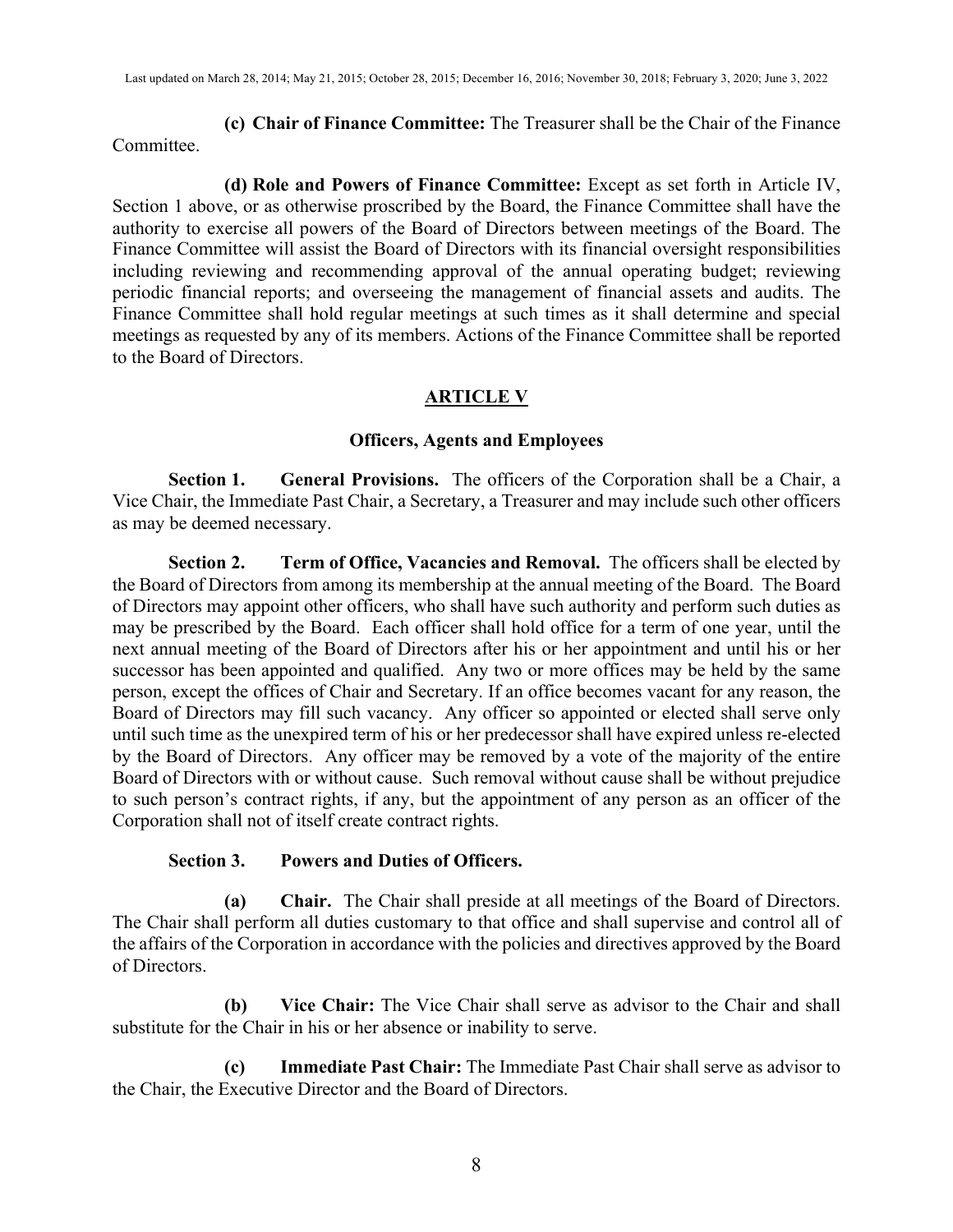**(c) Chair of Finance Committee:** The Treasurer shall be the Chair of the Finance Committee.

**(d) Role and Powers of Finance Committee:** Except as set forth in Article IV, Section 1 above, or as otherwise proscribed by the Board, the Finance Committee shall have the authority to exercise all powers of the Board of Directors between meetings of the Board. The Finance Committee will assist the Board of Directors with its financial oversight responsibilities including reviewing and recommending approval of the annual operating budget; reviewing periodic financial reports; and overseeing the management of financial assets and audits. The Finance Committee shall hold regular meetings at such times as it shall determine and special meetings as requested by any of its members. Actions of the Finance Committee shall be reported to the Board of Directors.

## ARTICLE V

### Officers, Agents and Employees

**Section 1. General Provisions.** The officers of the Corporation shall be a Chair, a Vice Chair, the Immediate Past Chair, a Secretary, a Treasurer and may include such other officers as may be deemed necessary.

**Section 2. Term of Office, Vacancies and Removal.** The officers shall be elected by the Board of Directors from among its membership at the annual meeting of the Board. The Board of Directors may appoint other officers, who shall have such authority and perform such duties as may be prescribed by the Board. Each officer shall hold office for a term of one year, until the next annual meeting of the Board of Directors after his or her appointment and until his or her successor has been appointed and qualified. Any two or more offices may be held by the same person, except the offices of Chair and Secretary. If an office becomes vacant for any reason, the Board of Directors may fill such vacancy. Any officer so appointed or elected shall serve only until such time as the unexpired term of his or her predecessor shall have expired unless re-elected by the Board of Directors. Any officer may be removed by a vote of the majority of the entire Board of Directors with or without cause. Such removal without cause shall be without prejudice to such person's contract rights, if any, but the appointment of any person as an officer of the Corporation shall not of itself create contract rights.

**Section 3. Powers and Duties of Officers.**

**(a) Chair.** The Chair shall preside at all meetings of the Board of Directors. The Chair shall perform all duties customary to that office and shall supervise and control all of the affairs of the Corporation in accordance with the policies and directives approved by the Board of Directors.

**(b) Vice Chair:** The Vice Chair shall serve as advisor to the Chair and shall substitute for the Chair in his or her absence or inability to serve.

**(c) Immediate Past Chair:** The Immediate Past Chair shall serve as advisor to the Chair, the Executive Director and the Board of Directors.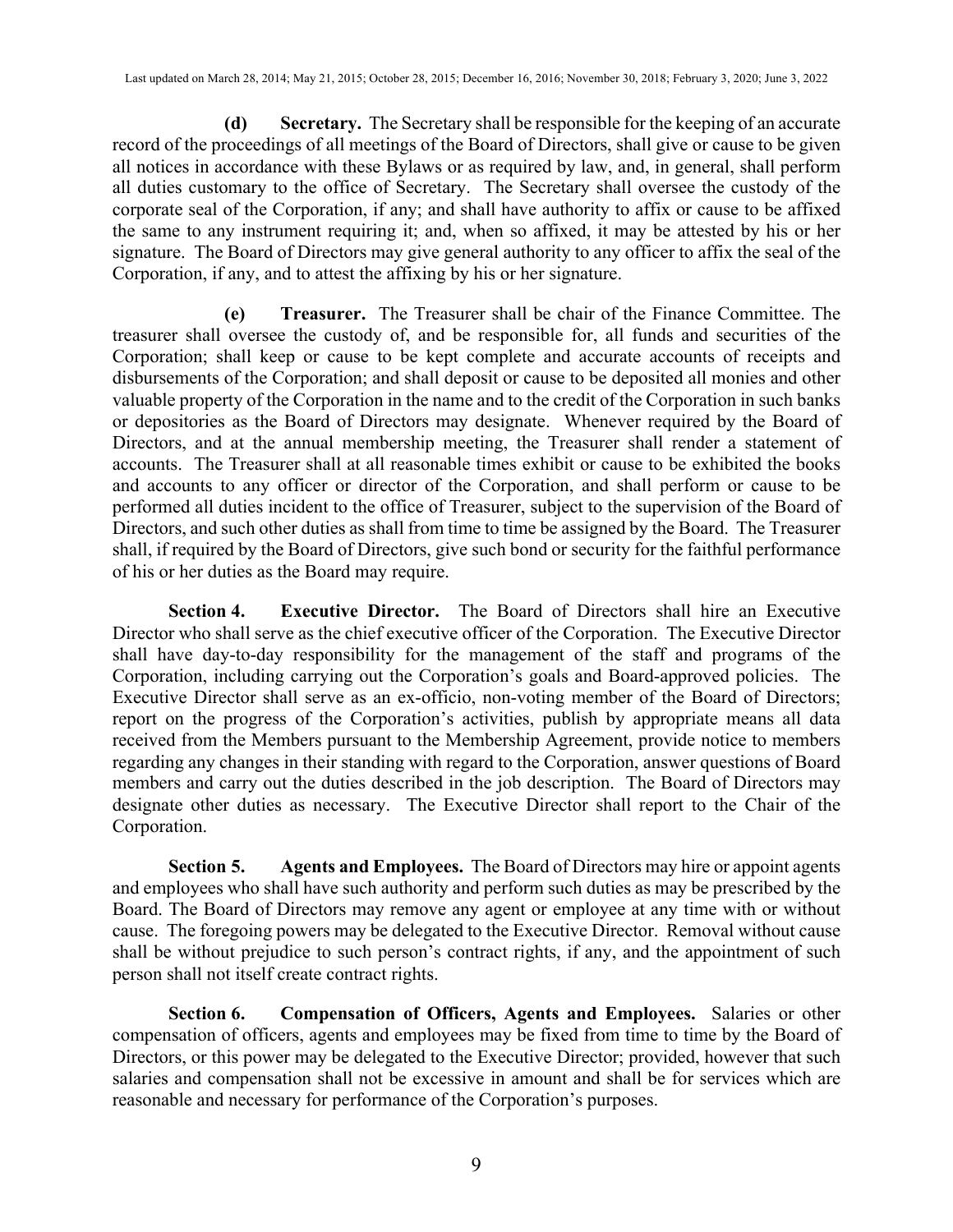**(d) Secretary.** The Secretary shall be responsible for the keeping of an accurate record of the proceedings of all meetings of the Board of Directors, shall give or cause to be given all notices in accordance with these Bylaws or as required by law, and, in general, shall perform all duties customary to the office of Secretary. The Secretary shall oversee the custody of the corporate seal of the Corporation, if any; and shall have authority to affix or cause to be affixed the same to any instrument requiring it; and, when so affixed, it may be attested by his or her signature. The Board of Directors may give general authority to any officer to affix the seal of the Corporation, if any, and to attest the affixing by his or her signature.

**(e) Treasurer.** The Treasurer shall be chair of the Finance Committee. The treasurer shall oversee the custody of, and be responsible for, all funds and securities of the Corporation; shall keep or cause to be kept complete and accurate accounts of receipts and disbursements of the Corporation; and shall deposit or cause to be deposited all monies and other valuable property of the Corporation in the name and to the credit of the Corporation in such banks or depositories as the Board of Directors may designate. Whenever required by the Board of Directors, and at the annual membership meeting, the Treasurer shall render a statement of accounts. The Treasurer shall at all reasonable times exhibit or cause to be exhibited the books and accounts to any officer or director of the Corporation, and shall perform or cause to be performed all duties incident to the office of Treasurer, subject to the supervision of the Board of Directors, and such other duties as shall from time to time be assigned by the Board. The Treasurer shall, if required by the Board of Directors, give such bond or security for the faithful performance of his or her duties as the Board may require.

**Section 4. Executive Director.** The Board of Directors shall hire an Executive Director who shall serve as the chief executive officer of the Corporation. The Executive Director shall have day-to-day responsibility for the management of the staff and programs of the Corporation, including carrying out the Corporation's goals and Board-approved policies. The Executive Director shall serve as an ex-officio, non-voting member of the Board of Directors; report on the progress of the Corporation's activities, publish by appropriate means all data received from the Members pursuant to the Membership Agreement, provide notice to members regarding any changes in their standing with regard to the Corporation, answer questions of Board members and carry out the duties described in the job description. The Board of Directors may designate other duties as necessary. The Executive Director shall report to the Chair of the Corporation.

**Section 5. Agents and Employees.** The Board of Directors may hire or appoint agents and employees who shall have such authority and perform such duties as may be prescribed by the Board. The Board of Directors may remove any agent or employee at any time with or without cause. The foregoing powers may be delegated to the Executive Director. Removal without cause shall be without prejudice to such person's contract rights, if any, and the appointment of such person shall not itself create contract rights.

**Section 6. Compensation of Officers, Agents and Employees.** Salaries or other compensation of officers, agents and employees may be fixed from time to time by the Board of Directors, or this power may be delegated to the Executive Director; provided, however that such salaries and compensation shall not be excessive in amount and shall be for services which are reasonable and necessary for performance of the Corporation's purposes.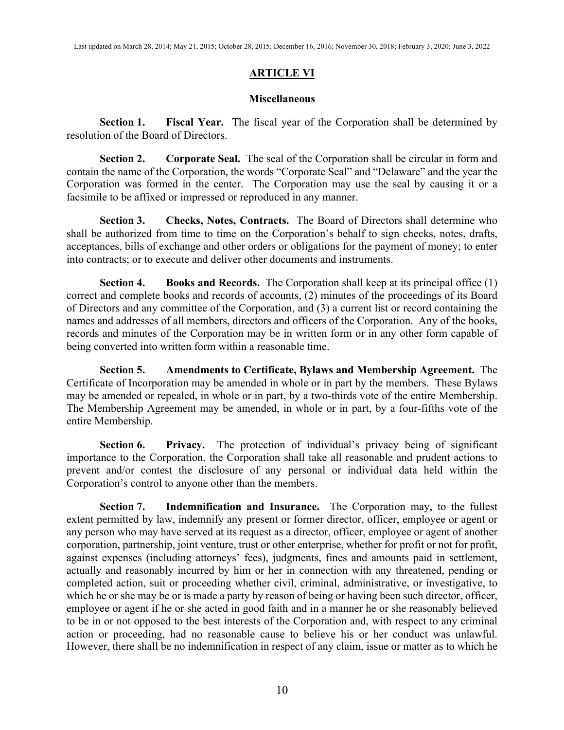## ARTICLE VI

### Miscellaneous

**Section 1. Fiscal Year.** The fiscal year of the Corporation shall be determined by resolution of the Board of Directors.

**Section 2. Corporate Seal.** The seal of the Corporation shall be circular in form and contain the name of the Corporation, the words "Corporate Seal" and "Delaware" and the year the Corporation was formed in the center. The Corporation may use the seal by causing it or a facsimile to be affixed or impressed or reproduced in any manner.

**Section 3. Checks, Notes, Contracts.** The Board of Directors shall determine who shall be authorized from time to time on the Corporation's behalf to sign checks, notes, drafts, acceptances, bills of exchange and other orders or obligations for the payment of money; to enter into contracts; or to execute and deliver other documents and instruments.

**Section 4. Books and Records.** The Corporation shall keep at its principal office (1) correct and complete books and records of accounts, (2) minutes of the proceedings of its Board of Directors and any committee of the Corporation, and (3) a current list or record containing the names and addresses of all members, directors and officers of the Corporation. Any of the books, records and minutes of the Corporation may be in written form or in any other form capable of being converted into written form within a reasonable time.

**Section 5. Amendments to Certificate, Bylaws and Membership Agreement.** The Certificate of Incorporation may be amended in whole or in part by the members. These Bylaws may be amended or repealed, in whole or in part, by a two-thirds vote of the entire Membership. The Membership Agreement may be amended, in whole or in part, by a four-fifths vote of the entire Membership.

**Section 6. Privacy.** The protection of individual's privacy being of significant importance to the Corporation, the Corporation shall take all reasonable and prudent actions to prevent and/or contest the disclosure of any personal or individual data held within the Corporation's control to anyone other than the members.

**Section 7. Indemnification and Insurance.** The Corporation may, to the fullest extent permitted by law, indemnify any present or former director, officer, employee or agent or any person who may have served at its request as a director, officer, employee or agent of another corporation, partnership, joint venture, trust or other enterprise, whether for profit or not for profit, against expenses (including attorneys' fees), judgments, fines and amounts paid in settlement, actually and reasonably incurred by him or her in connection with any threatened, pending or completed action, suit or proceeding whether civil, criminal, administrative, or investigative, to which he or she may be or is made a party by reason of being or having been such director, officer, employee or agent if he or she acted in good faith and in a manner he or she reasonably believed to be in or not opposed to the best interests of the Corporation and, with respect to any criminal action or proceeding, had no reasonable cause to believe his or her conduct was unlawful. However, there shall be no indemnification in respect of any claim, issue or matter as to which he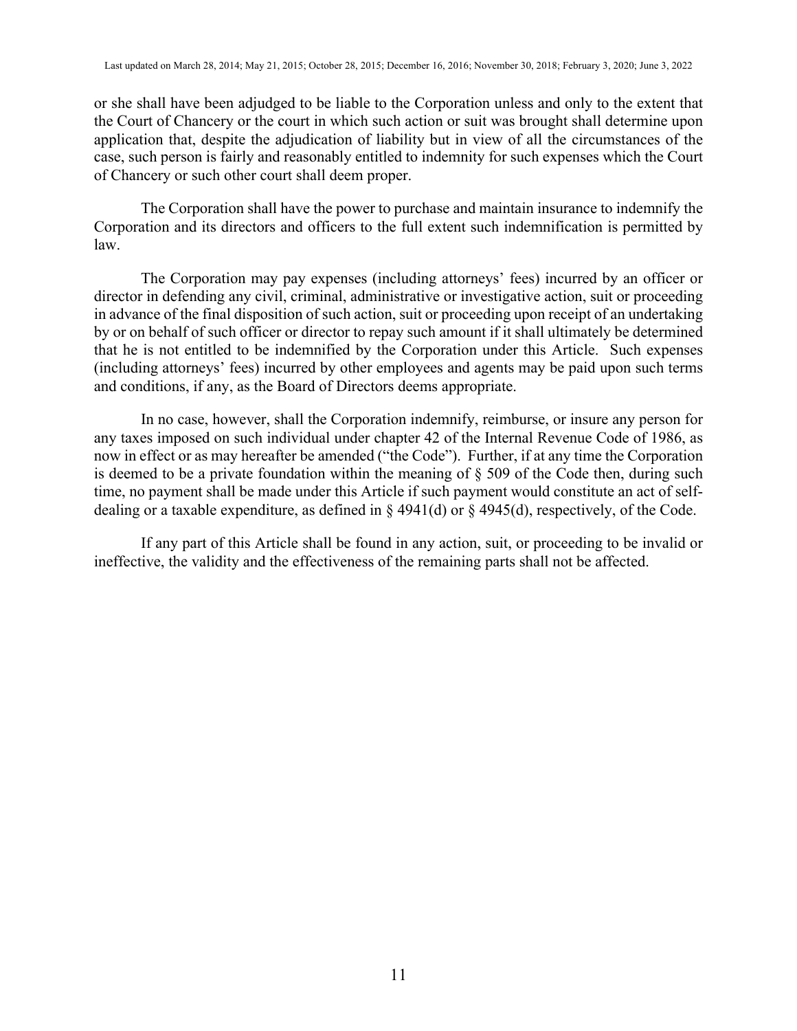or she shall have been adjudged to be liable to the Corporation unless and only to the extent that the Court of Chancery or the court in which such action or suit was brought shall determine upon application that, despite the adjudication of liability but in view of all the circumstances of the case, such person is fairly and reasonably entitled to indemnity for such expenses which the Court of Chancery or such other court shall deem proper.

The Corporation shall have the power to purchase and maintain insurance to indemnify the Corporation and its directors and officers to the full extent such indemnification is permitted by law.

The Corporation may pay expenses (including attorneys' fees) incurred by an officer or director in defending any civil, criminal, administrative or investigative action, suit or proceeding in advance of the final disposition of such action, suit or proceeding upon receipt of an undertaking by or on behalf of such officer or director to repay such amount if it shall ultimately be determined that he is not entitled to be indemnified by the Corporation under this Article. Such expenses (including attorneys' fees) incurred by other employees and agents may be paid upon such terms and conditions, if any, as the Board of Directors deems appropriate.

In no case, however, shall the Corporation indemnify, reimburse, or insure any person for any taxes imposed on such individual under chapter 42 of the Internal Revenue Code of 1986, as now in effect or as may hereafter be amended ("the Code"). Further, if at any time the Corporation is deemed to be a private foundation within the meaning of § 509 of the Code then, during such time, no payment shall be made under this Article if such payment would constitute an act of self-dealing or a taxable expenditure, as defined in § 4941(d) or § 4945(d), respectively, of the Code.

If any part of this Article shall be found in any action, suit, or proceeding to be invalid or ineffective, the validity and the effectiveness of the remaining parts shall not be affected.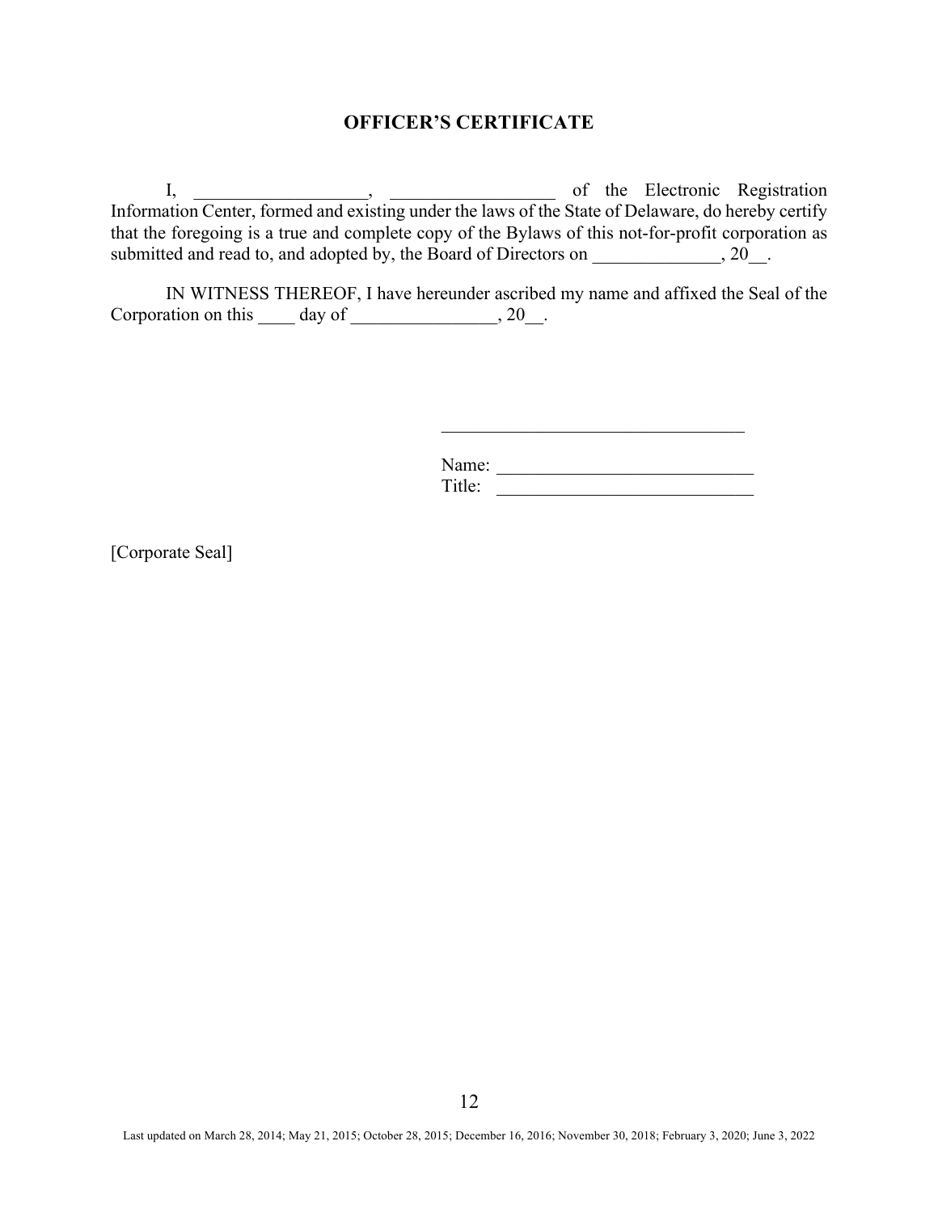## OFFICER'S CERTIFICATE

I, ___________________, __________________ of the Electronic Registration Information Center, formed and existing under the laws of the State of Delaware, do hereby certify that the foregoing is a true and complete copy of the Bylaws of this not-for-profit corporation as submitted and read to, and adopted by, the Board of Directors on ______________, 20__.

IN WITNESS THEREOF, I have hereunder ascribed my name and affixed the Seal of the Corporation on this ____ day of ________________, 20__.

_________________________________

Name: ____________________________

Title: ____________________________

[Corporate Seal]

Last updated on March 28, 2014; May 21, 2015; October 28, 2015; December 16, 2016; November 30, 2018; February 3, 2020; June 3, 2022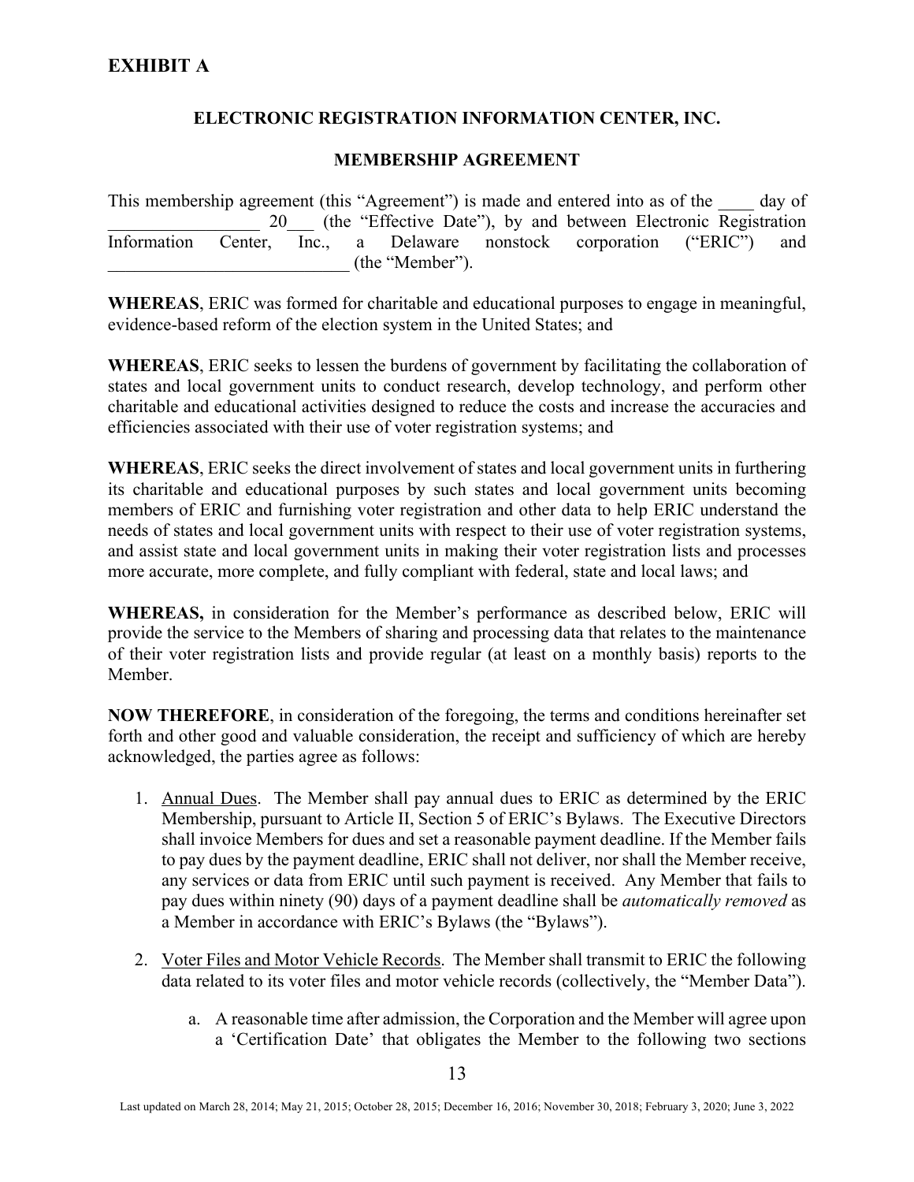# EXHIBIT A

## ELECTRONIC REGISTRATION INFORMATION CENTER, INC.

## MEMBERSHIP AGREEMENT

This membership agreement (this "Agreement") is made and entered into as of the ____ day of ________________ 20___ (the "Effective Date"), by and between Electronic Registration Information Center, Inc., a Delaware nonstock corporation ("ERIC") and ___________________________ (the "Member").

**WHEREAS**, ERIC was formed for charitable and educational purposes to engage in meaningful, evidence-based reform of the election system in the United States; and

**WHEREAS**, ERIC seeks to lessen the burdens of government by facilitating the collaboration of states and local government units to conduct research, develop technology, and perform other charitable and educational activities designed to reduce the costs and increase the accuracies and efficiencies associated with their use of voter registration systems; and

**WHEREAS**, ERIC seeks the direct involvement of states and local government units in furthering its charitable and educational purposes by such states and local government units becoming members of ERIC and furnishing voter registration and other data to help ERIC understand the needs of states and local government units with respect to their use of voter registration systems, and assist state and local government units in making their voter registration lists and processes more accurate, more complete, and fully compliant with federal, state and local laws; and

**WHEREAS,** in consideration for the Member's performance as described below, ERIC will provide the service to the Members of sharing and processing data that relates to the maintenance of their voter registration lists and provide regular (at least on a monthly basis) reports to the Member.

**NOW THEREFORE**, in consideration of the foregoing, the terms and conditions hereinafter set forth and other good and valuable consideration, the receipt and sufficiency of which are hereby acknowledged, the parties agree as follows:

1. Annual Dues. The Member shall pay annual dues to ERIC as determined by the ERIC Membership, pursuant to Article II, Section 5 of ERIC's Bylaws. The Executive Directors shall invoice Members for dues and set a reasonable payment deadline. If the Member fails to pay dues by the payment deadline, ERIC shall not deliver, nor shall the Member receive, any services or data from ERIC until such payment is received. Any Member that fails to pay dues within ninety (90) days of a payment deadline shall be *automatically removed* as a Member in accordance with ERIC's Bylaws (the "Bylaws").

2. Voter Files and Motor Vehicle Records. The Member shall transmit to ERIC the following data related to its voter files and motor vehicle records (collectively, the "Member Data").

    a. A reasonable time after admission, the Corporation and the Member will agree upon a 'Certification Date' that obligates the Member to the following two sections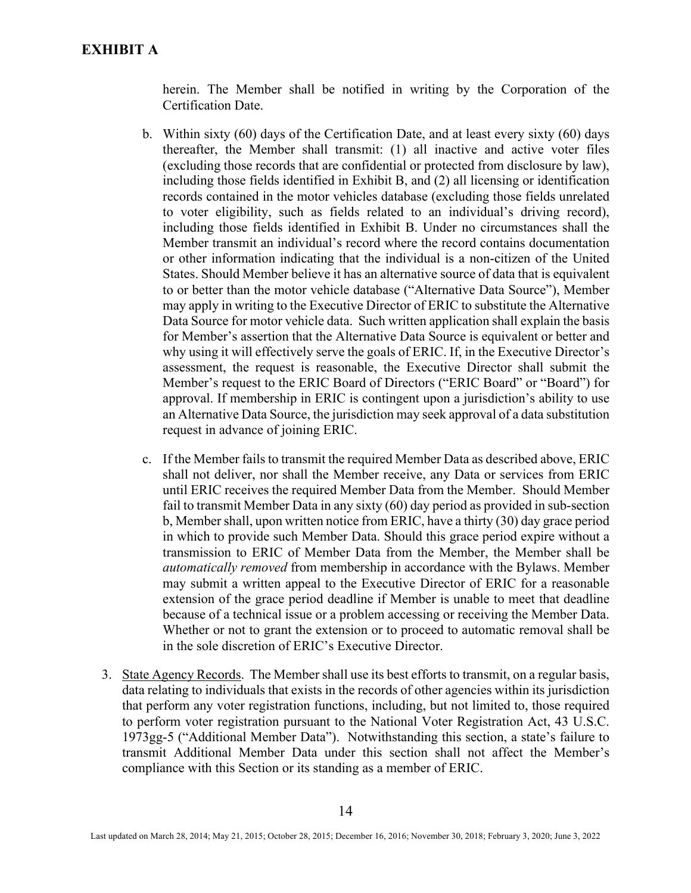# EXHIBIT A

herein. The Member shall be notified in writing by the Corporation of the Certification Date.

b. Within sixty (60) days of the Certification Date, and at least every sixty (60) days thereafter, the Member shall transmit: (1) all inactive and active voter files (excluding those records that are confidential or protected from disclosure by law), including those fields identified in Exhibit B, and (2) all licensing or identification records contained in the motor vehicles database (excluding those fields unrelated to voter eligibility, such as fields related to an individual's driving record), including those fields identified in Exhibit B. Under no circumstances shall the Member transmit an individual's record where the record contains documentation or other information indicating that the individual is a non-citizen of the United States. Should Member believe it has an alternative source of data that is equivalent to or better than the motor vehicle database ("Alternative Data Source"), Member may apply in writing to the Executive Director of ERIC to substitute the Alternative Data Source for motor vehicle data. Such written application shall explain the basis for Member's assertion that the Alternative Data Source is equivalent or better and why using it will effectively serve the goals of ERIC. If, in the Executive Director's assessment, the request is reasonable, the Executive Director shall submit the Member's request to the ERIC Board of Directors ("ERIC Board" or "Board") for approval. If membership in ERIC is contingent upon a jurisdiction's ability to use an Alternative Data Source, the jurisdiction may seek approval of a data substitution request in advance of joining ERIC.

c. If the Member fails to transmit the required Member Data as described above, ERIC shall not deliver, nor shall the Member receive, any Data or services from ERIC until ERIC receives the required Member Data from the Member. Should Member fail to transmit Member Data in any sixty (60) day period as provided in sub-section b, Member shall, upon written notice from ERIC, have a thirty (30) day grace period in which to provide such Member Data. Should this grace period expire without a transmission to ERIC of Member Data from the Member, the Member shall be *automatically removed* from membership in accordance with the Bylaws. Member may submit a written appeal to the Executive Director of ERIC for a reasonable extension of the grace period deadline if Member is unable to meet that deadline because of a technical issue or a problem accessing or receiving the Member Data. Whether or not to grant the extension or to proceed to automatic removal shall be in the sole discretion of ERIC's Executive Director.

3. State Agency Records. The Member shall use its best efforts to transmit, on a regular basis, data relating to individuals that exists in the records of other agencies within its jurisdiction that perform any voter registration functions, including, but not limited to, those required to perform voter registration pursuant to the National Voter Registration Act, 43 U.S.C. 1973gg-5 ("Additional Member Data"). Notwithstanding this section, a state's failure to transmit Additional Member Data under this section shall not affect the Member's compliance with this Section or its standing as a member of ERIC.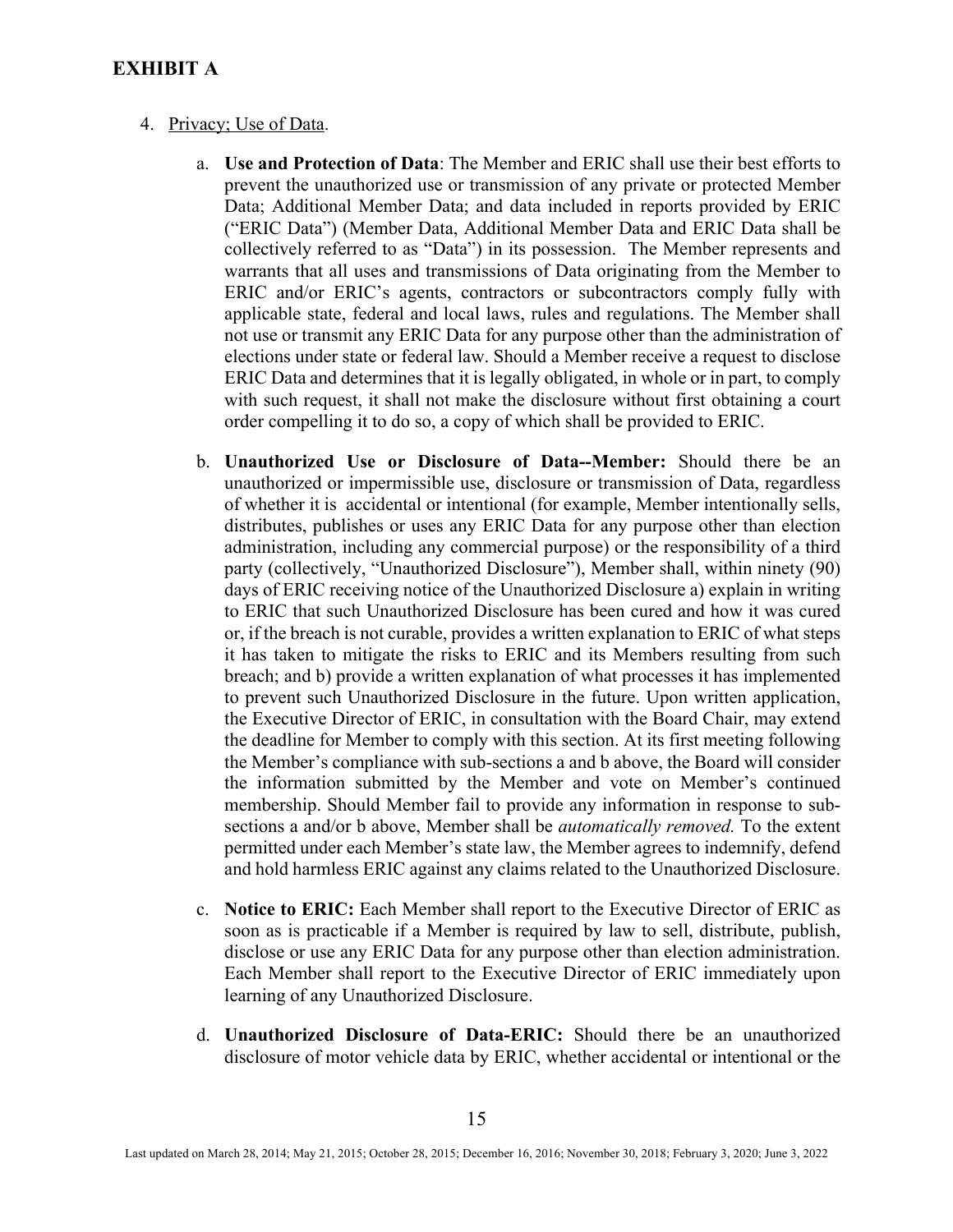## EXHIBIT A

4. Privacy; Use of Data.

   a. **Use and Protection of Data**: The Member and ERIC shall use their best efforts to prevent the unauthorized use or transmission of any private or protected Member Data; Additional Member Data; and data included in reports provided by ERIC ("ERIC Data") (Member Data, Additional Member Data and ERIC Data shall be collectively referred to as "Data") in its possession. The Member represents and warrants that all uses and transmissions of Data originating from the Member to ERIC and/or ERIC's agents, contractors or subcontractors comply fully with applicable state, federal and local laws, rules and regulations. The Member shall not use or transmit any ERIC Data for any purpose other than the administration of elections under state or federal law. Should a Member receive a request to disclose ERIC Data and determines that it is legally obligated, in whole or in part, to comply with such request, it shall not make the disclosure without first obtaining a court order compelling it to do so, a copy of which shall be provided to ERIC.

   b. **Unauthorized Use or Disclosure of Data--Member:** Should there be an unauthorized or impermissible use, disclosure or transmission of Data, regardless of whether it is accidental or intentional (for example, Member intentionally sells, distributes, publishes or uses any ERIC Data for any purpose other than election administration, including any commercial purpose) or the responsibility of a third party (collectively, "Unauthorized Disclosure"), Member shall, within ninety (90) days of ERIC receiving notice of the Unauthorized Disclosure a) explain in writing to ERIC that such Unauthorized Disclosure has been cured and how it was cured or, if the breach is not curable, provides a written explanation to ERIC of what steps it has taken to mitigate the risks to ERIC and its Members resulting from such breach; and b) provide a written explanation of what processes it has implemented to prevent such Unauthorized Disclosure in the future. Upon written application, the Executive Director of ERIC, in consultation with the Board Chair, may extend the deadline for Member to comply with this section. At its first meeting following the Member's compliance with sub-sections a and b above, the Board will consider the information submitted by the Member and vote on Member's continued membership. Should Member fail to provide any information in response to sub-sections a and/or b above, Member shall be *automatically removed.* To the extent permitted under each Member's state law, the Member agrees to indemnify, defend and hold harmless ERIC against any claims related to the Unauthorized Disclosure.

   c. **Notice to ERIC:** Each Member shall report to the Executive Director of ERIC as soon as is practicable if a Member is required by law to sell, distribute, publish, disclose or use any ERIC Data for any purpose other than election administration. Each Member shall report to the Executive Director of ERIC immediately upon learning of any Unauthorized Disclosure.

   d. **Unauthorized Disclosure of Data-ERIC:** Should there be an unauthorized disclosure of motor vehicle data by ERIC, whether accidental or intentional or the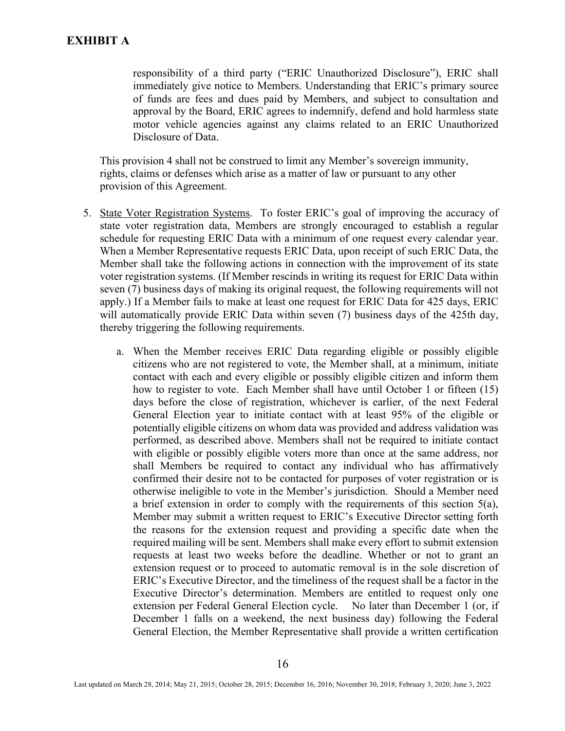# EXHIBIT A

responsibility of a third party ("ERIC Unauthorized Disclosure"), ERIC shall immediately give notice to Members. Understanding that ERIC's primary source of funds are fees and dues paid by Members, and subject to consultation and approval by the Board, ERIC agrees to indemnify, defend and hold harmless state motor vehicle agencies against any claims related to an ERIC Unauthorized Disclosure of Data.

This provision 4 shall not be construed to limit any Member's sovereign immunity, rights, claims or defenses which arise as a matter of law or pursuant to any other provision of this Agreement.

5. State Voter Registration Systems. To foster ERIC's goal of improving the accuracy of state voter registration data, Members are strongly encouraged to establish a regular schedule for requesting ERIC Data with a minimum of one request every calendar year. When a Member Representative requests ERIC Data, upon receipt of such ERIC Data, the Member shall take the following actions in connection with the improvement of its state voter registration systems. (If Member rescinds in writing its request for ERIC Data within seven (7) business days of making its original request, the following requirements will not apply.) If a Member fails to make at least one request for ERIC Data for 425 days, ERIC will automatically provide ERIC Data within seven (7) business days of the 425th day, thereby triggering the following requirements.

   a. When the Member receives ERIC Data regarding eligible or possibly eligible citizens who are not registered to vote, the Member shall, at a minimum, initiate contact with each and every eligible or possibly eligible citizen and inform them how to register to vote. Each Member shall have until October 1 or fifteen (15) days before the close of registration, whichever is earlier, of the next Federal General Election year to initiate contact with at least 95% of the eligible or potentially eligible citizens on whom data was provided and address validation was performed, as described above. Members shall not be required to initiate contact with eligible or possibly eligible voters more than once at the same address, nor shall Members be required to contact any individual who has affirmatively confirmed their desire not to be contacted for purposes of voter registration or is otherwise ineligible to vote in the Member's jurisdiction. Should a Member need a brief extension in order to comply with the requirements of this section 5(a), Member may submit a written request to ERIC's Executive Director setting forth the reasons for the extension request and providing a specific date when the required mailing will be sent. Members shall make every effort to submit extension requests at least two weeks before the deadline. Whether or not to grant an extension request or to proceed to automatic removal is in the sole discretion of ERIC's Executive Director, and the timeliness of the request shall be a factor in the Executive Director's determination. Members are entitled to request only one extension per Federal General Election cycle. No later than December 1 (or, if December 1 falls on a weekend, the next business day) following the Federal General Election, the Member Representative shall provide a written certification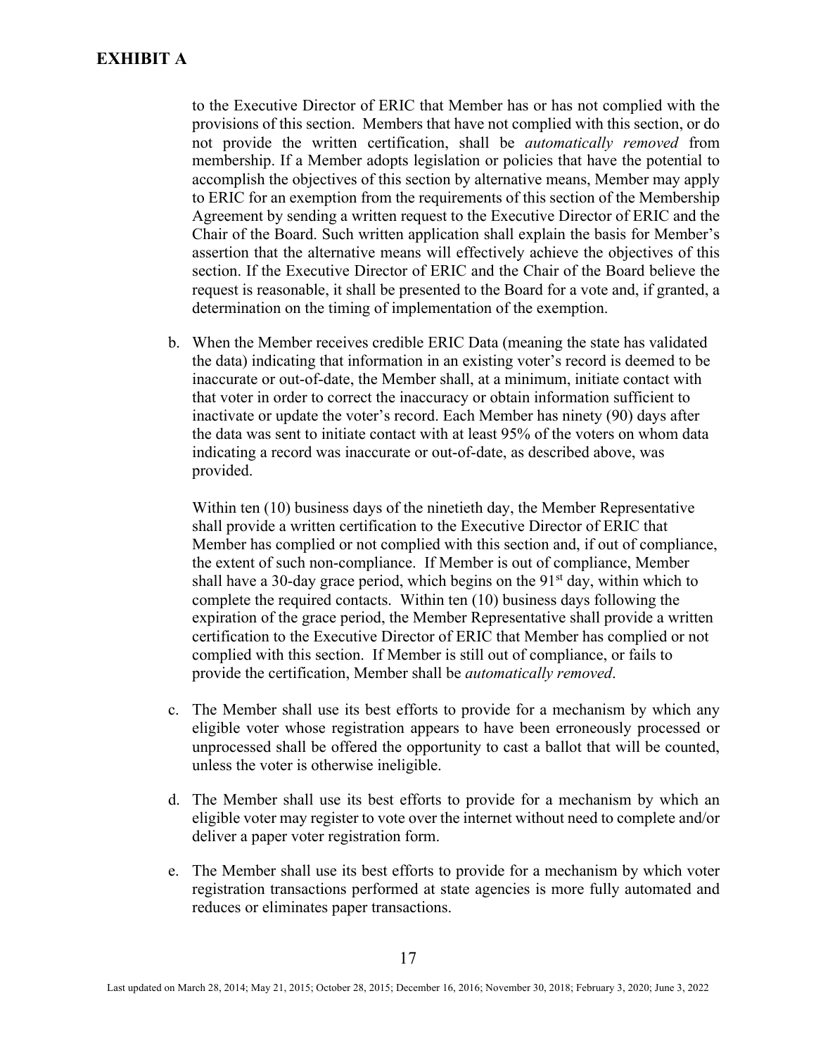## EXHIBIT A

to the Executive Director of ERIC that Member has or has not complied with the provisions of this section. Members that have not complied with this section, or do not provide the written certification, shall be *automatically removed* from membership. If a Member adopts legislation or policies that have the potential to accomplish the objectives of this section by alternative means, Member may apply to ERIC for an exemption from the requirements of this section of the Membership Agreement by sending a written request to the Executive Director of ERIC and the Chair of the Board. Such written application shall explain the basis for Member's assertion that the alternative means will effectively achieve the objectives of this section. If the Executive Director of ERIC and the Chair of the Board believe the request is reasonable, it shall be presented to the Board for a vote and, if granted, a determination on the timing of implementation of the exemption.

b. When the Member receives credible ERIC Data (meaning the state has validated the data) indicating that information in an existing voter's record is deemed to be inaccurate or out-of-date, the Member shall, at a minimum, initiate contact with that voter in order to correct the inaccuracy or obtain information sufficient to inactivate or update the voter's record. Each Member has ninety (90) days after the data was sent to initiate contact with at least 95% of the voters on whom data indicating a record was inaccurate or out-of-date, as described above, was provided.

   Within ten (10) business days of the ninetieth day, the Member Representative shall provide a written certification to the Executive Director of ERIC that Member has complied or not complied with this section and, if out of compliance, the extent of such non-compliance. If Member is out of compliance, Member shall have a 30-day grace period, which begins on the 91st day, within which to complete the required contacts. Within ten (10) business days following the expiration of the grace period, the Member Representative shall provide a written certification to the Executive Director of ERIC that Member has complied or not complied with this section. If Member is still out of compliance, or fails to provide the certification, Member shall be *automatically removed*.

c. The Member shall use its best efforts to provide for a mechanism by which any eligible voter whose registration appears to have been erroneously processed or unprocessed shall be offered the opportunity to cast a ballot that will be counted, unless the voter is otherwise ineligible.

d. The Member shall use its best efforts to provide for a mechanism by which an eligible voter may register to vote over the internet without need to complete and/or deliver a paper voter registration form.

e. The Member shall use its best efforts to provide for a mechanism by which voter registration transactions performed at state agencies is more fully automated and reduces or eliminates paper transactions.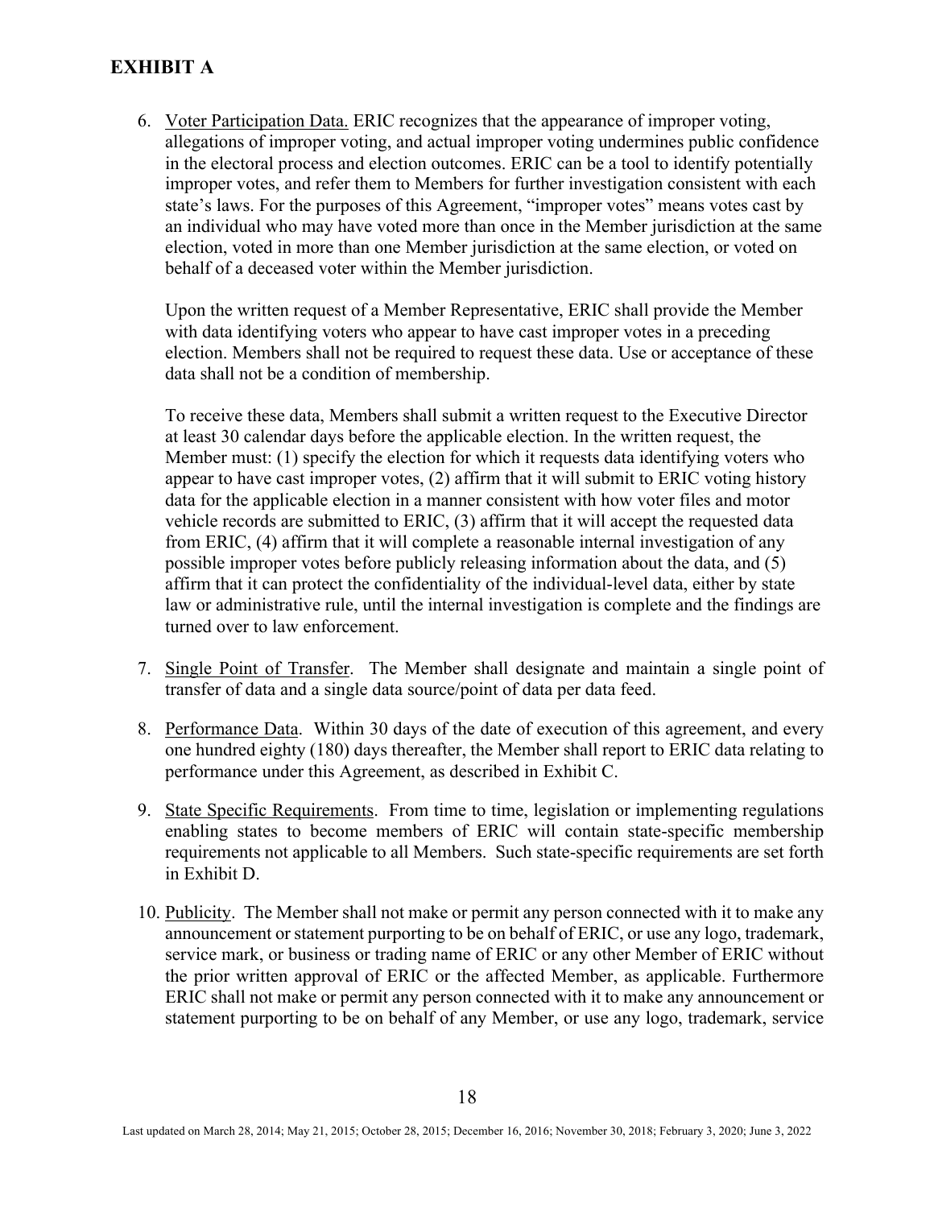## EXHIBIT A

6. Voter Participation Data. ERIC recognizes that the appearance of improper voting, allegations of improper voting, and actual improper voting undermines public confidence in the electoral process and election outcomes. ERIC can be a tool to identify potentially improper votes, and refer them to Members for further investigation consistent with each state's laws. For the purposes of this Agreement, "improper votes" means votes cast by an individual who may have voted more than once in the Member jurisdiction at the same election, voted in more than one Member jurisdiction at the same election, or voted on behalf of a deceased voter within the Member jurisdiction.

   Upon the written request of a Member Representative, ERIC shall provide the Member with data identifying voters who appear to have cast improper votes in a preceding election. Members shall not be required to request these data. Use or acceptance of these data shall not be a condition of membership.

   To receive these data, Members shall submit a written request to the Executive Director at least 30 calendar days before the applicable election. In the written request, the Member must: (1) specify the election for which it requests data identifying voters who appear to have cast improper votes, (2) affirm that it will submit to ERIC voting history data for the applicable election in a manner consistent with how voter files and motor vehicle records are submitted to ERIC, (3) affirm that it will accept the requested data from ERIC, (4) affirm that it will complete a reasonable internal investigation of any possible improper votes before publicly releasing information about the data, and (5) affirm that it can protect the confidentiality of the individual-level data, either by state law or administrative rule, until the internal investigation is complete and the findings are turned over to law enforcement.

7. Single Point of Transfer. The Member shall designate and maintain a single point of transfer of data and a single data source/point of data per data feed.

8. Performance Data. Within 30 days of the date of execution of this agreement, and every one hundred eighty (180) days thereafter, the Member shall report to ERIC data relating to performance under this Agreement, as described in Exhibit C.

9. State Specific Requirements. From time to time, legislation or implementing regulations enabling states to become members of ERIC will contain state-specific membership requirements not applicable to all Members. Such state-specific requirements are set forth in Exhibit D.

10. Publicity. The Member shall not make or permit any person connected with it to make any announcement or statement purporting to be on behalf of ERIC, or use any logo, trademark, service mark, or business or trading name of ERIC or any other Member of ERIC without the prior written approval of ERIC or the affected Member, as applicable. Furthermore ERIC shall not make or permit any person connected with it to make any announcement or statement purporting to be on behalf of any Member, or use any logo, trademark, service

Last updated on March 28, 2014; May 21, 2015; October 28, 2015; December 16, 2016; November 30, 2018; February 3, 2020; June 3, 2022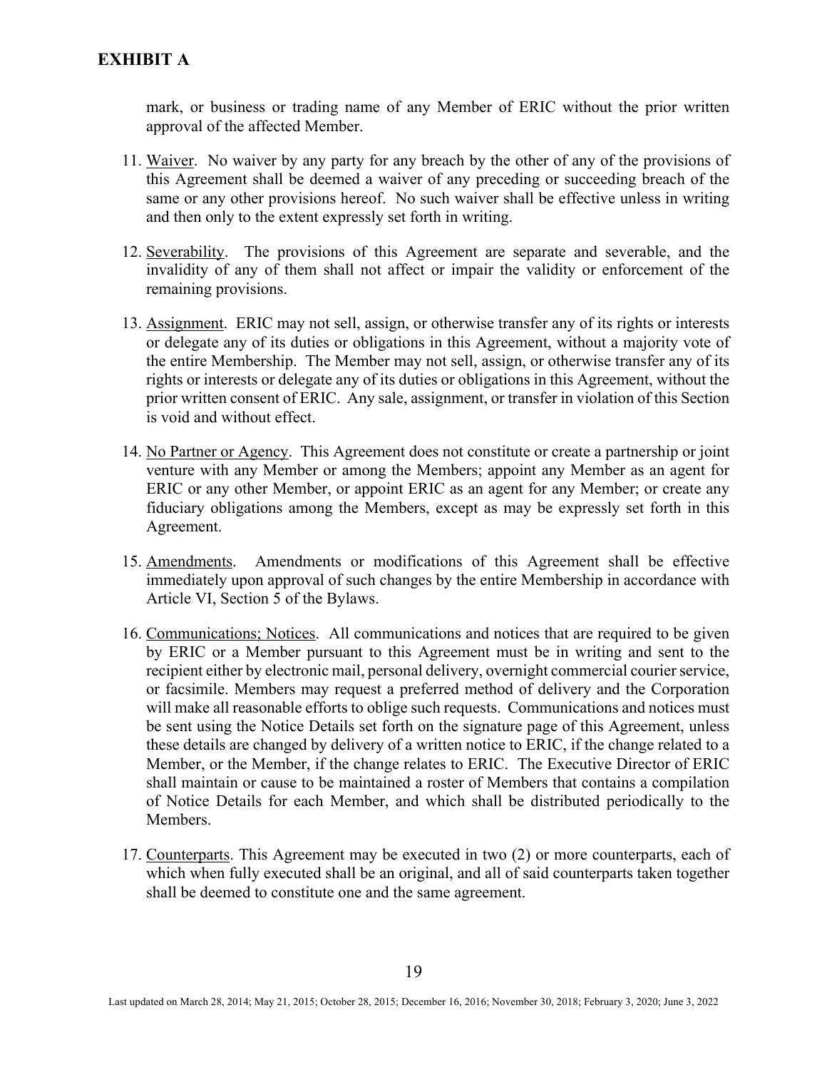# EXHIBIT A

mark, or business or trading name of any Member of ERIC without the prior written approval of the affected Member.

11. Waiver. No waiver by any party for any breach by the other of any of the provisions of this Agreement shall be deemed a waiver of any preceding or succeeding breach of the same or any other provisions hereof. No such waiver shall be effective unless in writing and then only to the extent expressly set forth in writing.

12. Severability. The provisions of this Agreement are separate and severable, and the invalidity of any of them shall not affect or impair the validity or enforcement of the remaining provisions.

13. Assignment. ERIC may not sell, assign, or otherwise transfer any of its rights or interests or delegate any of its duties or obligations in this Agreement, without a majority vote of the entire Membership. The Member may not sell, assign, or otherwise transfer any of its rights or interests or delegate any of its duties or obligations in this Agreement, without the prior written consent of ERIC. Any sale, assignment, or transfer in violation of this Section is void and without effect.

14. No Partner or Agency. This Agreement does not constitute or create a partnership or joint venture with any Member or among the Members; appoint any Member as an agent for ERIC or any other Member, or appoint ERIC as an agent for any Member; or create any fiduciary obligations among the Members, except as may be expressly set forth in this Agreement.

15. Amendments. Amendments or modifications of this Agreement shall be effective immediately upon approval of such changes by the entire Membership in accordance with Article VI, Section 5 of the Bylaws.

16. Communications; Notices. All communications and notices that are required to be given by ERIC or a Member pursuant to this Agreement must be in writing and sent to the recipient either by electronic mail, personal delivery, overnight commercial courier service, or facsimile. Members may request a preferred method of delivery and the Corporation will make all reasonable efforts to oblige such requests. Communications and notices must be sent using the Notice Details set forth on the signature page of this Agreement, unless these details are changed by delivery of a written notice to ERIC, if the change related to a Member, or the Member, if the change relates to ERIC. The Executive Director of ERIC shall maintain or cause to be maintained a roster of Members that contains a compilation of Notice Details for each Member, and which shall be distributed periodically to the Members.

17. Counterparts. This Agreement may be executed in two (2) or more counterparts, each of which when fully executed shall be an original, and all of said counterparts taken together shall be deemed to constitute one and the same agreement.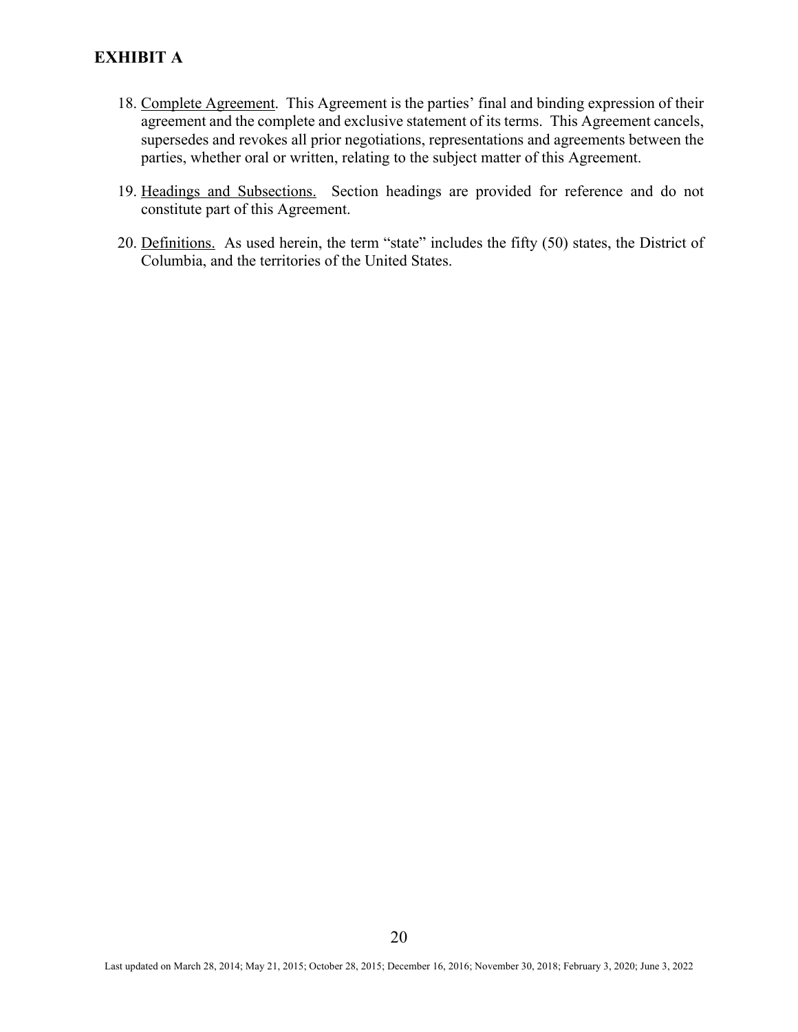## EXHIBIT A

18. Complete Agreement. This Agreement is the parties' final and binding expression of their agreement and the complete and exclusive statement of its terms. This Agreement cancels, supersedes and revokes all prior negotiations, representations and agreements between the parties, whether oral or written, relating to the subject matter of this Agreement.

19. Headings and Subsections. Section headings are provided for reference and do not constitute part of this Agreement.

20. Definitions. As used herein, the term "state" includes the fifty (50) states, the District of Columbia, and the territories of the United States.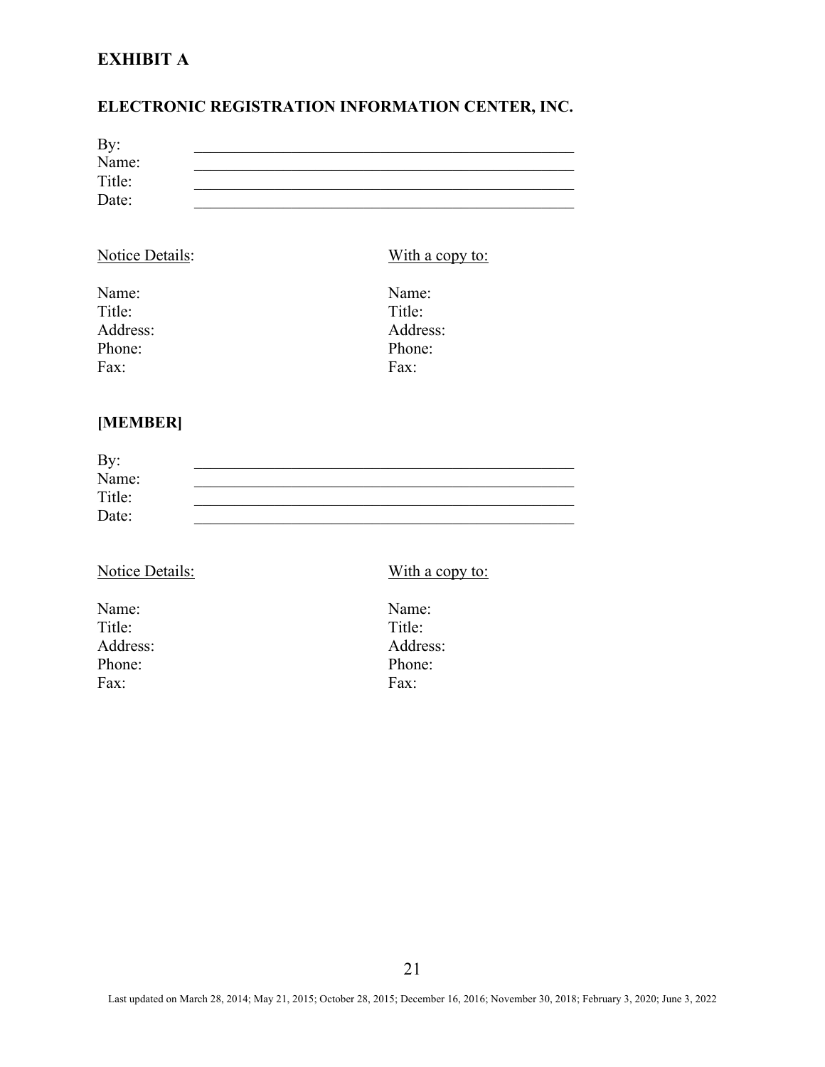# EXHIBIT A

## ELECTRONIC REGISTRATION INFORMATION CENTER, INC.

By: \_\_\_\_\_\_\_\_\_\_\_\_\_\_\_\_\_\_\_\_\_\_\_\_\_\_\_\_\_\_\_\_\_\_\_\_\_\_\_\_\_\_\_\_
Name: \_\_\_\_\_\_\_\_\_\_\_\_\_\_\_\_\_\_\_\_\_\_\_\_\_\_\_\_\_\_\_\_\_\_\_\_\_\_\_\_\_\_\_\_
Title: \_\_\_\_\_\_\_\_\_\_\_\_\_\_\_\_\_\_\_\_\_\_\_\_\_\_\_\_\_\_\_\_\_\_\_\_\_\_\_\_\_\_\_\_
Date: \_\_\_\_\_\_\_\_\_\_\_\_\_\_\_\_\_\_\_\_\_\_\_\_\_\_\_\_\_\_\_\_\_\_\_\_\_\_\_\_\_\_\_\_

| Notice Details: | With a copy to: |
|---|---|
| Name: | Name: |
| Title: | Title: |
| Address: | Address: |
| Phone: | Phone: |
| Fax: | Fax: |

## [MEMBER]

By: \_\_\_\_\_\_\_\_\_\_\_\_\_\_\_\_\_\_\_\_\_\_\_\_\_\_\_\_\_\_\_\_\_\_\_\_\_\_\_\_\_\_\_\_
Name: \_\_\_\_\_\_\_\_\_\_\_\_\_\_\_\_\_\_\_\_\_\_\_\_\_\_\_\_\_\_\_\_\_\_\_\_\_\_\_\_\_\_\_\_
Title: \_\_\_\_\_\_\_\_\_\_\_\_\_\_\_\_\_\_\_\_\_\_\_\_\_\_\_\_\_\_\_\_\_\_\_\_\_\_\_\_\_\_\_\_
Date: \_\_\_\_\_\_\_\_\_\_\_\_\_\_\_\_\_\_\_\_\_\_\_\_\_\_\_\_\_\_\_\_\_\_\_\_\_\_\_\_\_\_\_\_

| Notice Details: | With a copy to: |
|---|---|
| Name: | Name: |
| Title: | Title: |
| Address: | Address: |
| Phone: | Phone: |
| Fax: | Fax: |

Last updated on March 28, 2014; May 21, 2015; October 28, 2015; December 16, 2016; November 30, 2018; February 3, 2020; June 3, 2022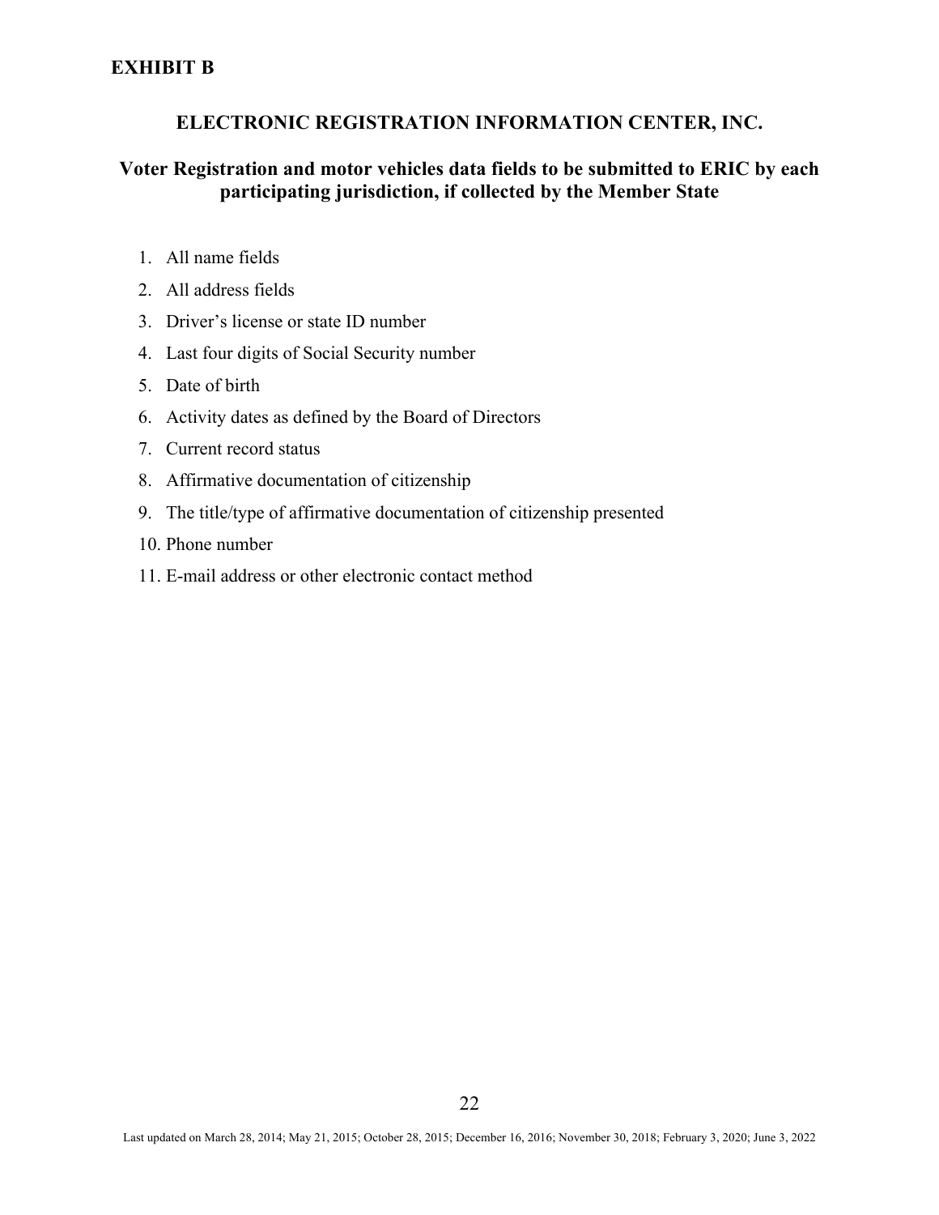## EXHIBIT B

### ELECTRONIC REGISTRATION INFORMATION CENTER, INC.

### Voter Registration and motor vehicles data fields to be submitted to ERIC by each participating jurisdiction, if collected by the Member State

1. All name fields
2. All address fields
3. Driver's license or state ID number
4. Last four digits of Social Security number
5. Date of birth
6. Activity dates as defined by the Board of Directors
7. Current record status
8. Affirmative documentation of citizenship
9. The title/type of affirmative documentation of citizenship presented
10. Phone number
11. E-mail address or other electronic contact method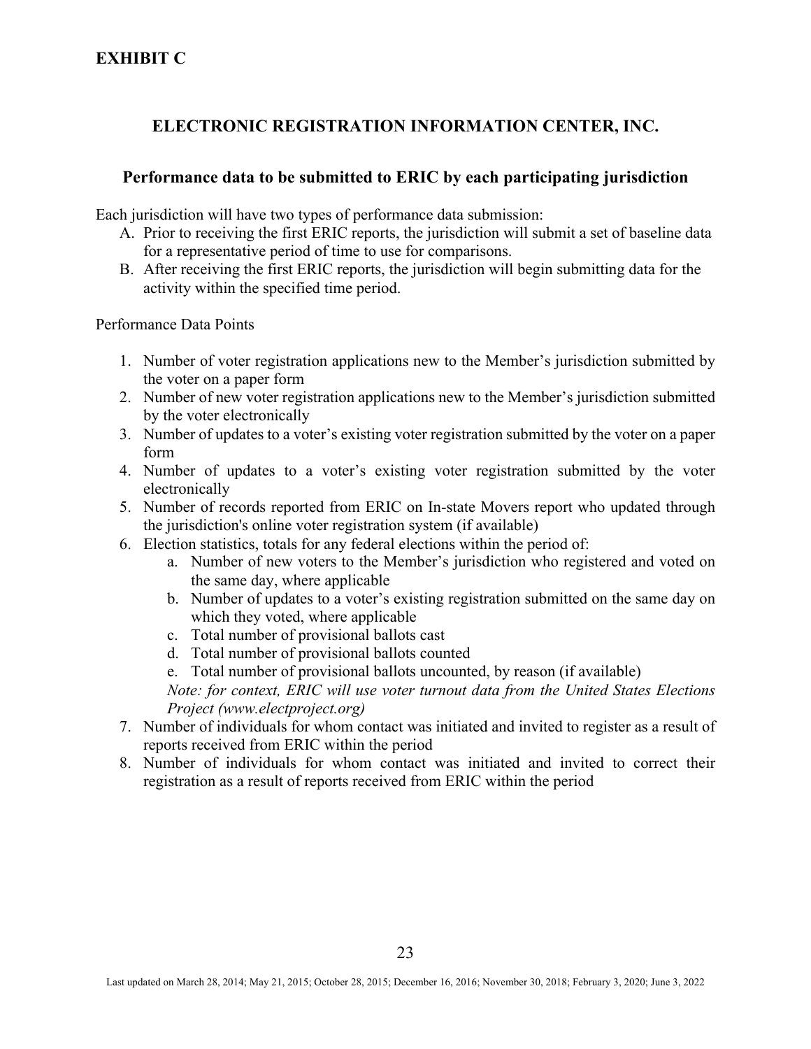# EXHIBIT C

## ELECTRONIC REGISTRATION INFORMATION CENTER, INC.

### Performance data to be submitted to ERIC by each participating jurisdiction

Each jurisdiction will have two types of performance data submission:

A. Prior to receiving the first ERIC reports, the jurisdiction will submit a set of baseline data for a representative period of time to use for comparisons.
B. After receiving the first ERIC reports, the jurisdiction will begin submitting data for the activity within the specified time period.

Performance Data Points

1. Number of voter registration applications new to the Member's jurisdiction submitted by the voter on a paper form
2. Number of new voter registration applications new to the Member's jurisdiction submitted by the voter electronically
3. Number of updates to a voter's existing voter registration submitted by the voter on a paper form
4. Number of updates to a voter's existing voter registration submitted by the voter electronically
5. Number of records reported from ERIC on In-state Movers report who updated through the jurisdiction's online voter registration system (if available)
6. Election statistics, totals for any federal elections within the period of:
   a. Number of new voters to the Member's jurisdiction who registered and voted on the same day, where applicable
   b. Number of updates to a voter's existing registration submitted on the same day on which they voted, where applicable
   c. Total number of provisional ballots cast
   d. Total number of provisional ballots counted
   e. Total number of provisional ballots uncounted, by reason (if available)

   *Note: for context, ERIC will use voter turnout data from the United States Elections Project (www.electproject.org)*
7. Number of individuals for whom contact was initiated and invited to register as a result of reports received from ERIC within the period
8. Number of individuals for whom contact was initiated and invited to correct their registration as a result of reports received from ERIC within the period

Last updated on March 28, 2014; May 21, 2015; October 28, 2015; December 16, 2016; November 30, 2018; February 3, 2020; June 3, 2022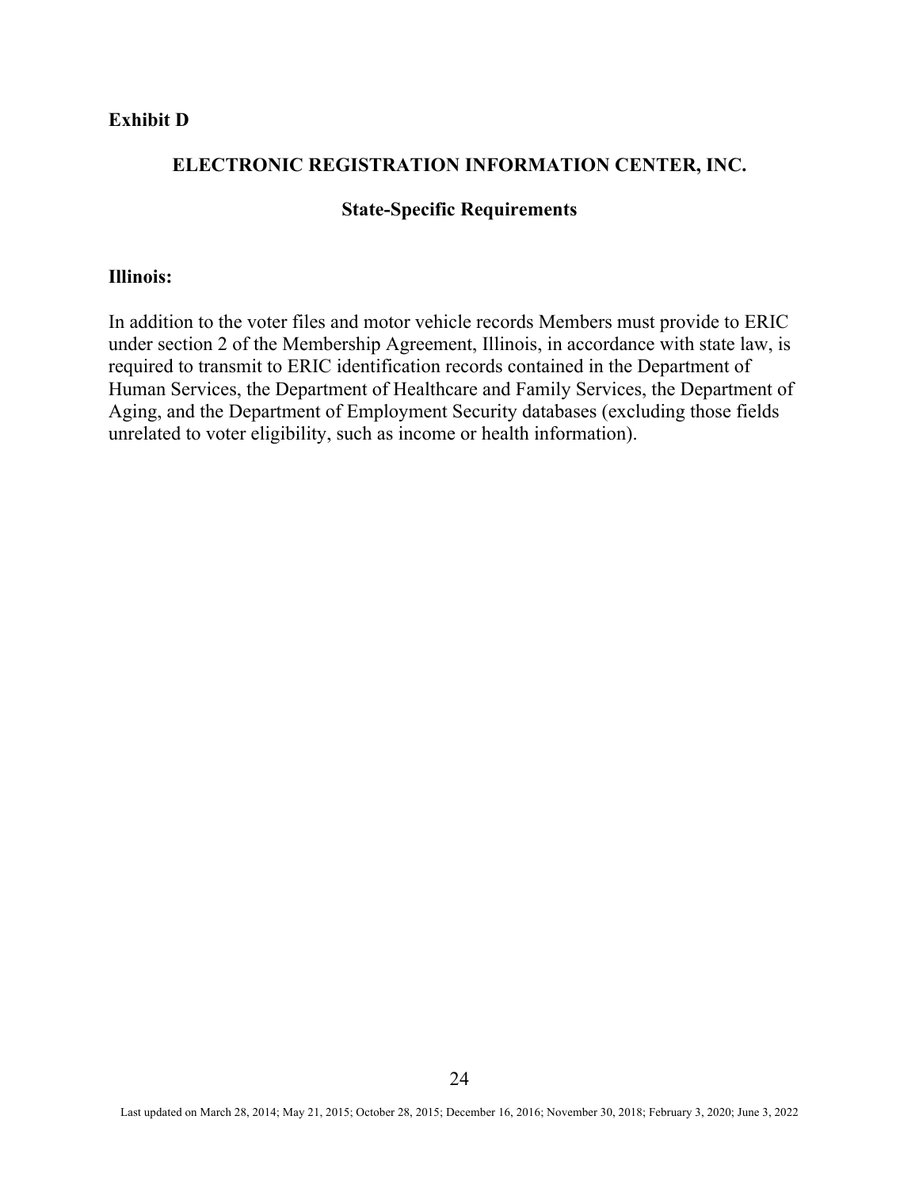**Exhibit D**

## ELECTRONIC REGISTRATION INFORMATION CENTER, INC.

### State-Specific Requirements

**Illinois:**

In addition to the voter files and motor vehicle records Members must provide to ERIC under section 2 of the Membership Agreement, Illinois, in accordance with state law, is required to transmit to ERIC identification records contained in the Department of Human Services, the Department of Healthcare and Family Services, the Department of Aging, and the Department of Employment Security databases (excluding those fields unrelated to voter eligibility, such as income or health information).